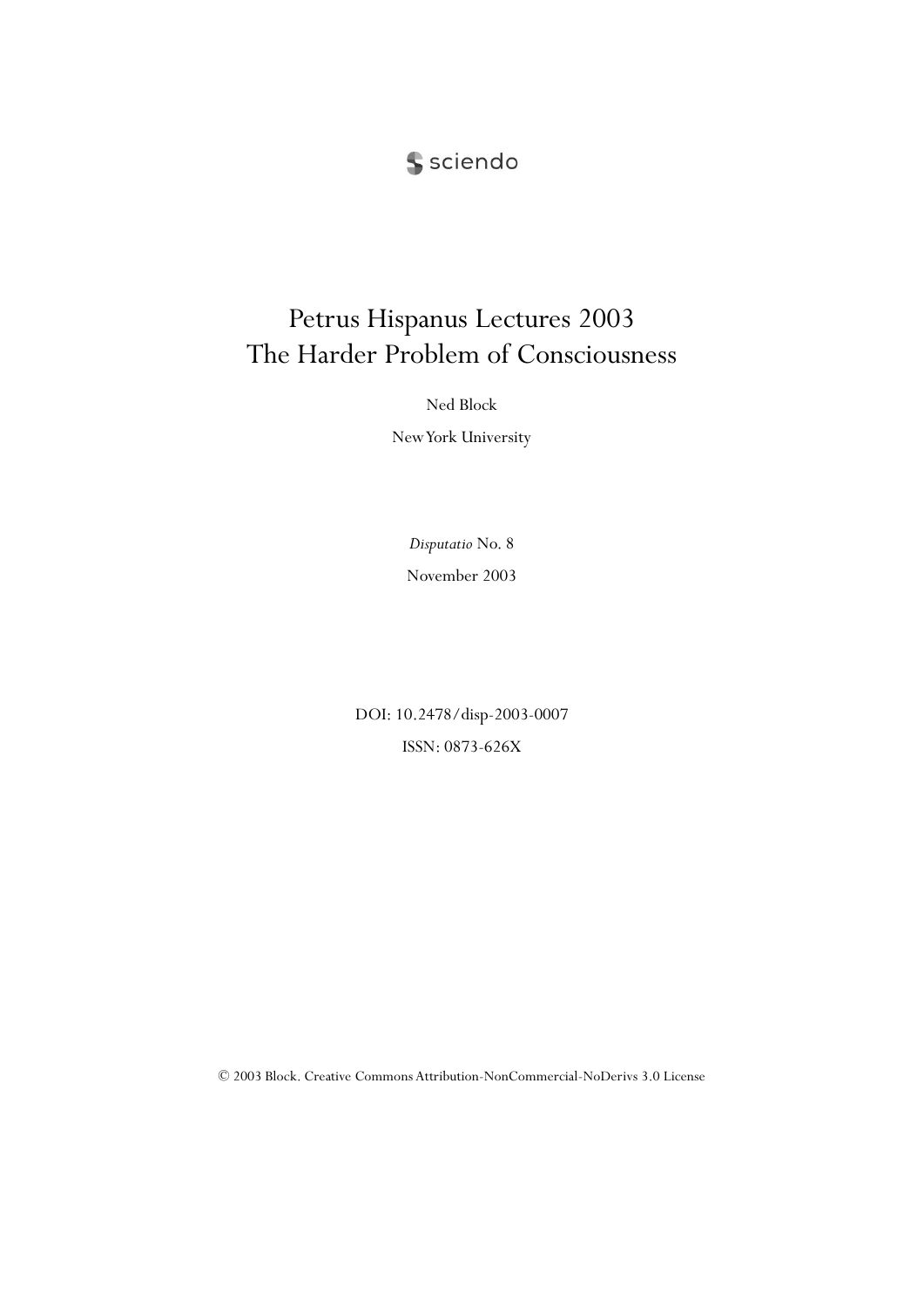sciendo

# Petrus Hispanus Lectures 2003
# The Harder Problem of Consciousness

Ned Block

New York University

*Disputatio* No. 8

November 2003

DOI: 10.2478/disp-2003-0007

ISSN: 0873-626X

© 2003 Block. Creative Commons Attribution-NonCommercial-NoDerivs 3.0 License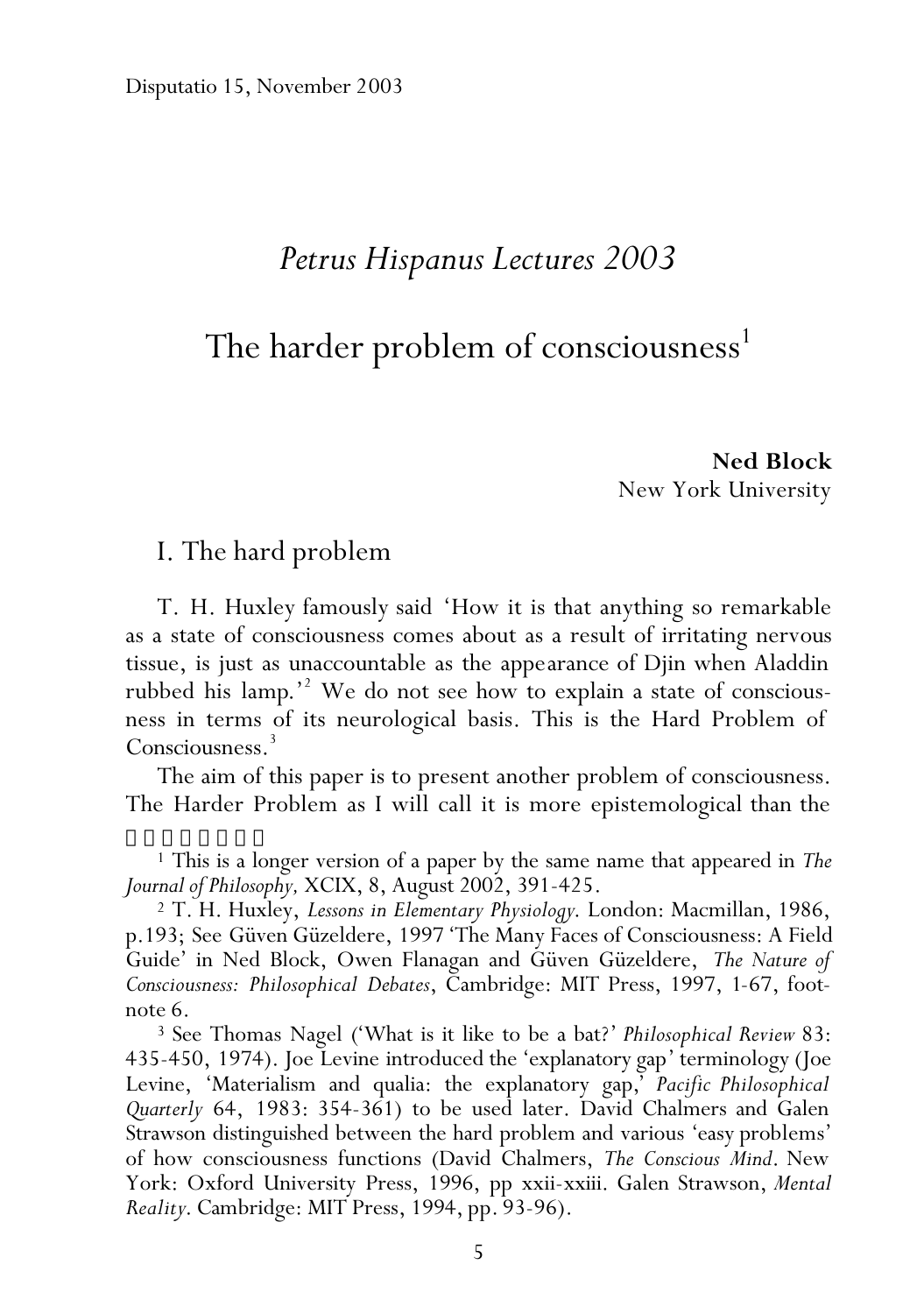# *Petrus Hispanus Lectures 2003*

# The harder problem of consciousness[1]

**Ned Block**
New York University

## I. The hard problem

T. H. Huxley famously said 'How it is that anything so remarkable as a state of consciousness comes about as a result of irritating nervous tissue, is just as unaccountable as the appearance of Djin when Aladdin rubbed his lamp.'[2] We do not see how to explain a state of consciousness in terms of its neurological basis. This is the Hard Problem of Consciousness.[3]

The aim of this paper is to present another problem of consciousness. The Harder Problem as I will call it is more epistemological than the

---

[1] This is a longer version of a paper by the same name that appeared in *The Journal of Philosophy,* XCIX, 8, August 2002, 391-425.

[2] T. H. Huxley, *Lessons in Elementary Physiology*. London: Macmillan, 1986, p.193; See Güven Güzeldere, 1997 'The Many Faces of Consciousness: A Field Guide' in Ned Block, Owen Flanagan and Güven Güzeldere, *The Nature of Consciousness: Philosophical Debates*, Cambridge: MIT Press, 1997, 1-67, footnote 6.

[3] See Thomas Nagel ('What is it like to be a bat?' *Philosophical Review* 83: 435-450, 1974). Joe Levine introduced the 'explanatory gap' terminology (Joe Levine, 'Materialism and qualia: the explanatory gap,' *Pacific Philosophical Quarterly* 64, 1983: 354-361) to be used later. David Chalmers and Galen Strawson distinguished between the hard problem and various 'easy problems' of how consciousness functions (David Chalmers, *The Conscious Mind*. New York: Oxford University Press, 1996, pp xxii-xxiii. Galen Strawson, *Mental Reality*. Cambridge: MIT Press, 1994, pp. 93-96).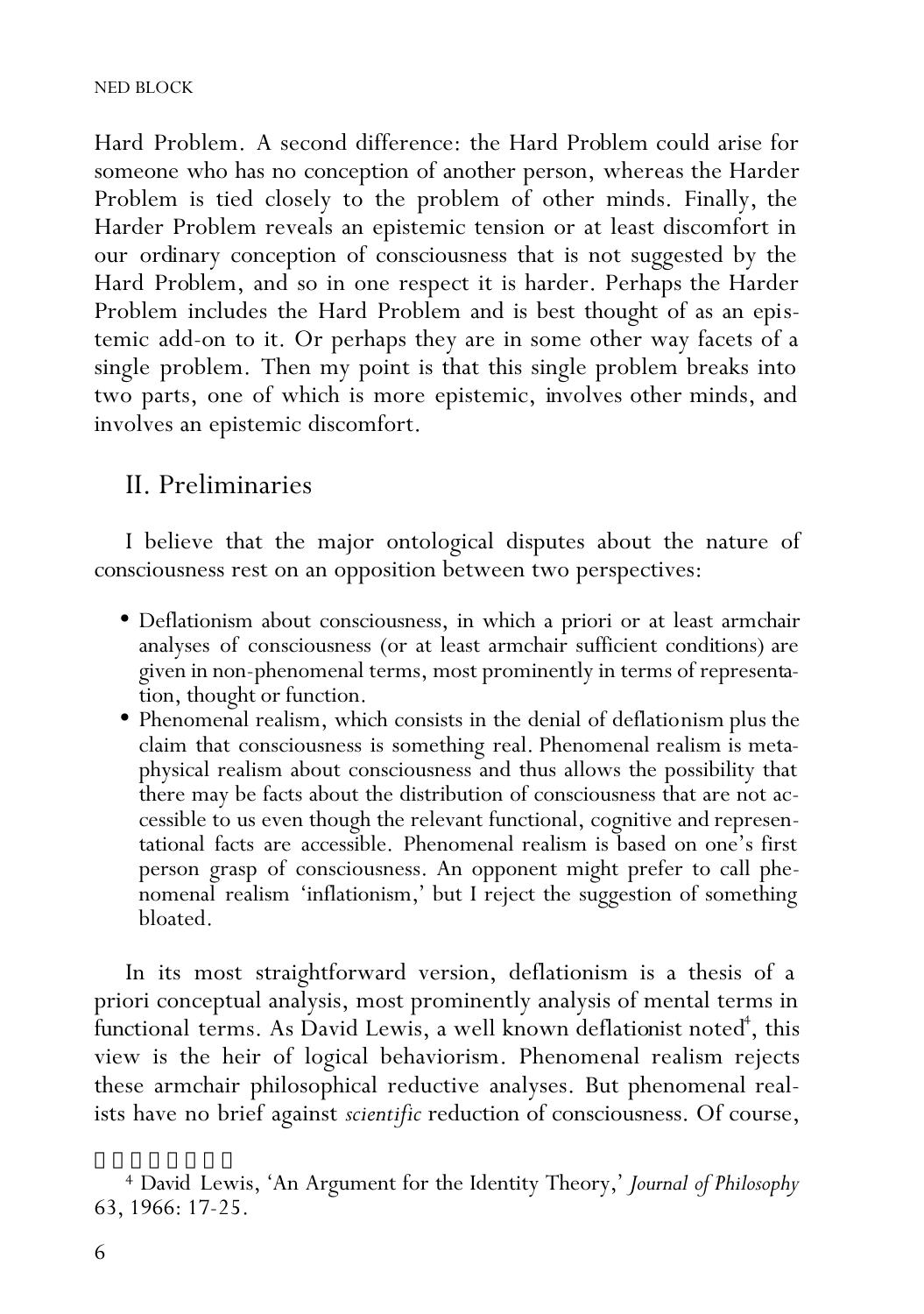Hard Problem. A second difference: the Hard Problem could arise for someone who has no conception of another person, whereas the Harder Problem is tied closely to the problem of other minds. Finally, the Harder Problem reveals an epistemic tension or at least discomfort in our ordinary conception of consciousness that is not suggested by the Hard Problem, and so in one respect it is harder. Perhaps the Harder Problem includes the Hard Problem and is best thought of as an epistemic add-on to it. Or perhaps they are in some other way facets of a single problem. Then my point is that this single problem breaks into two parts, one of which is more epistemic, involves other minds, and involves an epistemic discomfort.

## II. Preliminaries

I believe that the major ontological disputes about the nature of consciousness rest on an opposition between two perspectives:

- Deflationism about consciousness, in which a priori or at least armchair analyses of consciousness (or at least armchair sufficient conditions) are given in non-phenomenal terms, most prominently in terms of representation, thought or function.
- Phenomenal realism, which consists in the denial of deflationism plus the claim that consciousness is something real. Phenomenal realism is metaphysical realism about consciousness and thus allows the possibility that there may be facts about the distribution of consciousness that are not accessible to us even though the relevant functional, cognitive and representational facts are accessible. Phenomenal realism is based on one's first person grasp of consciousness. An opponent might prefer to call phenomenal realism 'inflationism,' but I reject the suggestion of something bloated.

In its most straightforward version, deflationism is a thesis of a priori conceptual analysis, most prominently analysis of mental terms in functional terms. As David Lewis, a well known deflationist noted[4], this view is the heir of logical behaviorism. Phenomenal realism rejects these armchair philosophical reductive analyses. But phenomenal realists have no brief against *scientific* reduction of consciousness. Of course,

[4] David Lewis, 'An Argument for the Identity Theory,' *Journal of Philosophy* 63, 1966: 17-25.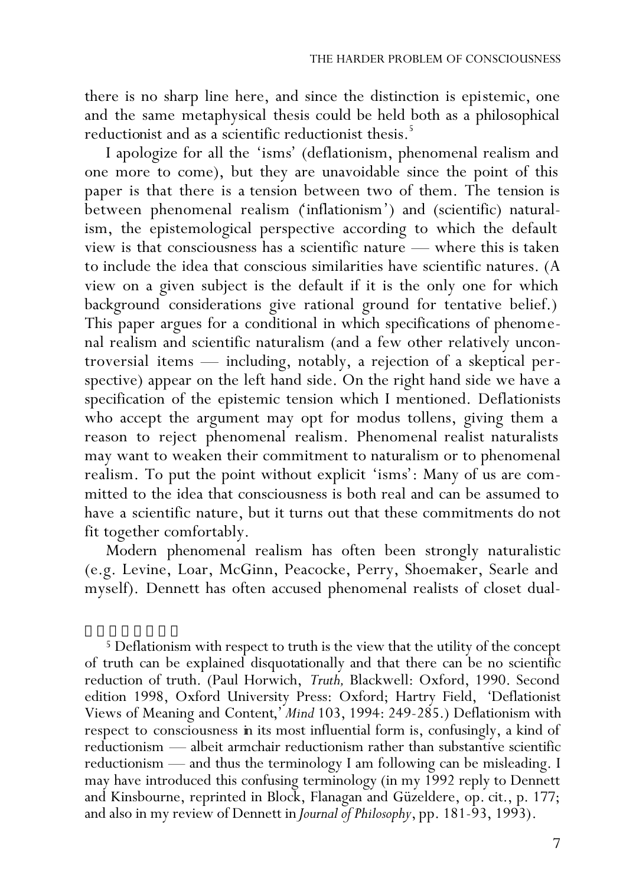there is no sharp line here, and since the distinction is epistemic, one and the same metaphysical thesis could be held both as a philosophical reductionist and as a scientific reductionist thesis.[5]

I apologize for all the 'isms' (deflationism, phenomenal realism and one more to come), but they are unavoidable since the point of this paper is that there is a tension between two of them. The tension is between phenomenal realism ('inflationism') and (scientific) naturalism, the epistemological perspective according to which the default view is that consciousness has a scientific nature — where this is taken to include the idea that conscious similarities have scientific natures. (A view on a given subject is the default if it is the only one for which background considerations give rational ground for tentative belief.) This paper argues for a conditional in which specifications of phenomenal realism and scientific naturalism (and a few other relatively uncontroversial items — including, notably, a rejection of a skeptical perspective) appear on the left hand side. On the right hand side we have a specification of the epistemic tension which I mentioned. Deflationists who accept the argument may opt for modus tollens, giving them a reason to reject phenomenal realism. Phenomenal realist naturalists may want to weaken their commitment to naturalism or to phenomenal realism. To put the point without explicit 'isms': Many of us are committed to the idea that consciousness is both real and can be assumed to have a scientific nature, but it turns out that these commitments do not fit together comfortably.

Modern phenomenal realism has often been strongly naturalistic (e.g. Levine, Loar, McGinn, Peacocke, Perry, Shoemaker, Searle and myself). Dennett has often accused phenomenal realists of closet dual-

[5] Deflationism with respect to truth is the view that the utility of the concept of truth can be explained disquotationally and that there can be no scientific reduction of truth. (Paul Horwich, *Truth,* Blackwell: Oxford, 1990. Second edition 1998, Oxford University Press: Oxford; Hartry Field, 'Deflationist Views of Meaning and Content,' *Mind* 103, 1994: 249-285.) Deflationism with respect to consciousness in its most influential form is, confusingly, a kind of reductionism — albeit armchair reductionism rather than substantive scientific reductionism — and thus the terminology I am following can be misleading. I may have introduced this confusing terminology (in my 1992 reply to Dennett and Kinsbourne, reprinted in Block, Flanagan and Güzeldere, op. cit., p. 177; and also in my review of Dennett in *Journal of Philosophy*, pp. 181-93, 1993).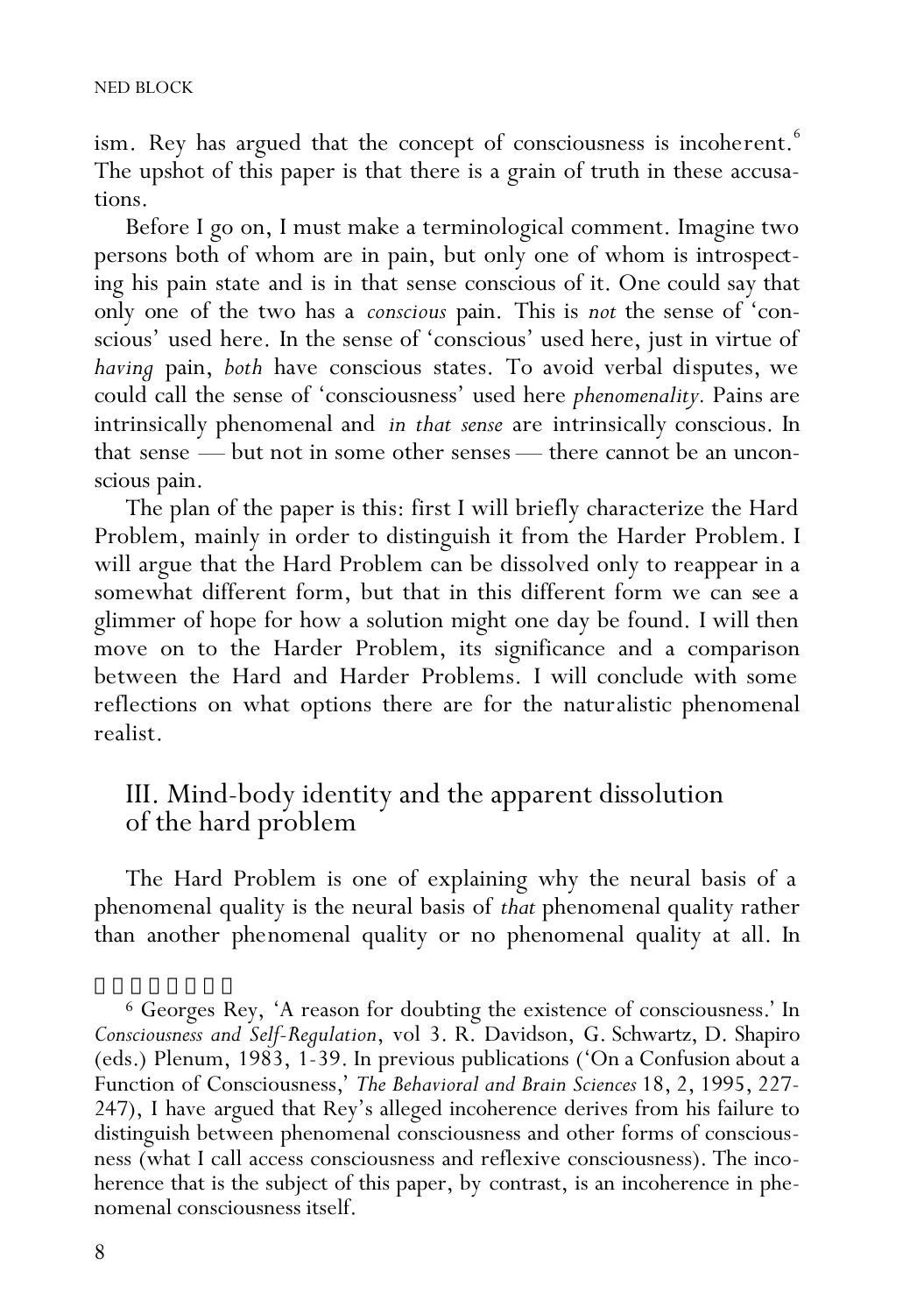ism. Rey has argued that the concept of consciousness is incoherent.[6] The upshot of this paper is that there is a grain of truth in these accusations.

Before I go on, I must make a terminological comment. Imagine two persons both of whom are in pain, but only one of whom is introspecting his pain state and is in that sense conscious of it. One could say that only one of the two has a *conscious* pain. This is *not* the sense of 'conscious' used here. In the sense of 'conscious' used here, just in virtue of *having* pain, *both* have conscious states. To avoid verbal disputes, we could call the sense of 'consciousness' used here *phenomenality*. Pains are intrinsically phenomenal and *in that sense* are intrinsically conscious. In that sense — but not in some other senses — there cannot be an unconscious pain.

The plan of the paper is this: first I will briefly characterize the Hard Problem, mainly in order to distinguish it from the Harder Problem. I will argue that the Hard Problem can be dissolved only to reappear in a somewhat different form, but that in this different form we can see a glimmer of hope for how a solution might one day be found. I will then move on to the Harder Problem, its significance and a comparison between the Hard and Harder Problems. I will conclude with some reflections on what options there are for the naturalistic phenomenal realist.

## III. Mind-body identity and the apparent dissolution of the hard problem

The Hard Problem is one of explaining why the neural basis of a phenomenal quality is the neural basis of *that* phenomenal quality rather than another phenomenal quality or no phenomenal quality at all. In

---

[6] Georges Rey, 'A reason for doubting the existence of consciousness.' In *Consciousness and Self-Regulation*, vol 3. R. Davidson, G. Schwartz, D. Shapiro (eds.) Plenum, 1983, 1-39. In previous publications ('On a Confusion about a Function of Consciousness,' *The Behavioral and Brain Sciences* 18, 2, 1995, 227-247), I have argued that Rey's alleged incoherence derives from his failure to distinguish between phenomenal consciousness and other forms of consciousness (what I call access consciousness and reflexive consciousness). The incoherence that is the subject of this paper, by contrast, is an incoherence in phenomenal consciousness itself.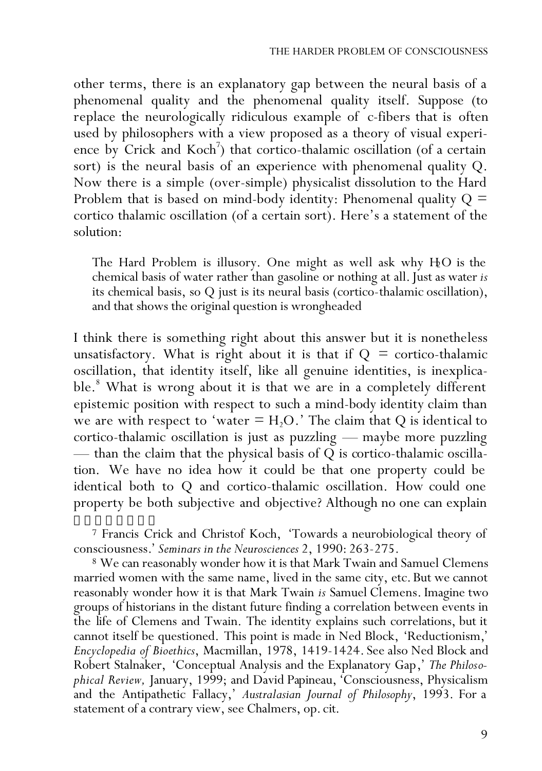other terms, there is an explanatory gap between the neural basis of a phenomenal quality and the phenomenal quality itself. Suppose (to replace the neurologically ridiculous example of c-fibers that is often used by philosophers with a view proposed as a theory of visual experience by Crick and Koch[7]) that cortico-thalamic oscillation (of a certain sort) is the neural basis of an experience with phenomenal quality Q. Now there is a simple (over-simple) physicalist dissolution to the Hard Problem that is based on mind-body identity: Phenomenal quality Q = cortico thalamic oscillation (of a certain sort). Here's a statement of the solution:

> The Hard Problem is illusory. One might as well ask why $H_2O$ is the chemical basis of water rather than gasoline or nothing at all. Just as water *is* its chemical basis, so Q just is its neural basis (cortico-thalamic oscillation), and that shows the original question is wrongheaded

I think there is something right about this answer but it is nonetheless unsatisfactory. What is right about it is that if Q = cortico-thalamic oscillation, that identity itself, like all genuine identities, is inexplicable.[8] What is wrong about it is that we are in a completely different epistemic position with respect to such a mind-body identity claim than we are with respect to 'water = $H_2O$.' The claim that Q is identical to cortico-thalamic oscillation is just as puzzling — maybe more puzzling — than the claim that the physical basis of Q is cortico-thalamic oscillation. We have no idea how it could be that one property could be identical both to Q and cortico-thalamic oscillation. How could one property be both subjective and objective? Although no one can explain

[7] Francis Crick and Christof Koch, 'Towards a neurobiological theory of consciousness.' *Seminars in the Neurosciences* 2, 1990: 263-275.

[8] We can reasonably wonder how it is that Mark Twain and Samuel Clemens married women with the same name, lived in the same city, etc. But we cannot reasonably wonder how it is that Mark Twain *is* Samuel Clemens. Imagine two groups of historians in the distant future finding a correlation between events in the life of Clemens and Twain. The identity explains such correlations, but it cannot itself be questioned. This point is made in Ned Block, 'Reductionism,' *Encyclopedia of Bioethics*, Macmillan, 1978, 1419-1424. See also Ned Block and Robert Stalnaker, 'Conceptual Analysis and the Explanatory Gap,' *The Philosophical Review,* January, 1999; and David Papineau, 'Consciousness, Physicalism and the Antipathetic Fallacy,' *Australasian Journal of Philosophy*, 1993. For a statement of a contrary view, see Chalmers, op. cit.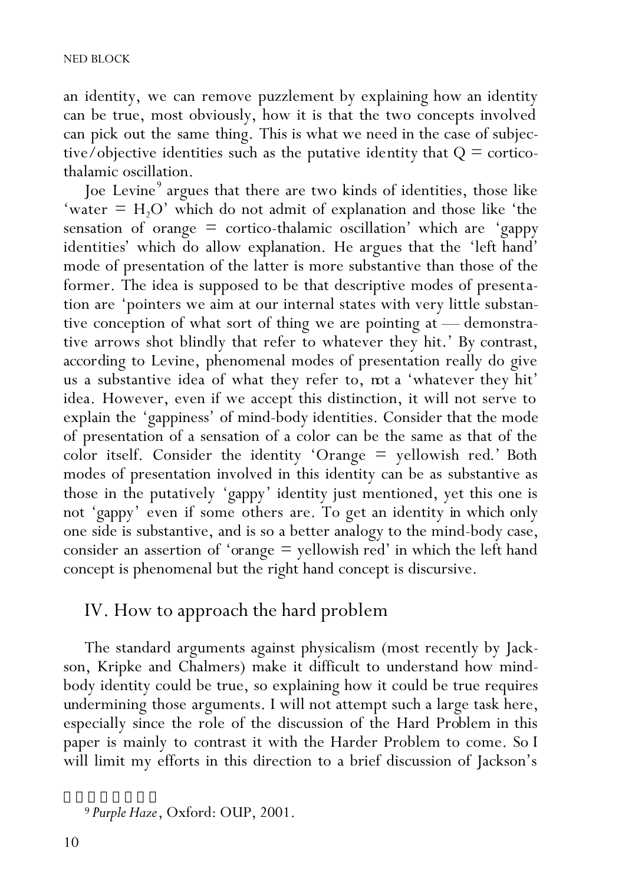an identity, we can remove puzzlement by explaining how an identity can be true, most obviously, how it is that the two concepts involved can pick out the same thing. This is what we need in the case of subjective/objective identities such as the putative identity that Q = cortico-thalamic oscillation.

Joe Levine[9] argues that there are two kinds of identities, those like 'water = $H_2O$' which do not admit of explanation and those like 'the sensation of orange = cortico-thalamic oscillation' which are 'gappy identities' which do allow explanation. He argues that the 'left hand' mode of presentation of the latter is more substantive than those of the former. The idea is supposed to be that descriptive modes of presentation are 'pointers we aim at our internal states with very little substantive conception of what sort of thing we are pointing at — demonstrative arrows shot blindly that refer to whatever they hit.' By contrast, according to Levine, phenomenal modes of presentation really do give us a substantive idea of what they refer to, not a 'whatever they hit' idea. However, even if we accept this distinction, it will not serve to explain the 'gappiness' of mind-body identities. Consider that the mode of presentation of a sensation of a color can be the same as that of the color itself. Consider the identity 'Orange = yellowish red.' Both modes of presentation involved in this identity can be as substantive as those in the putatively 'gappy' identity just mentioned, yet this one is not 'gappy' even if some others are. To get an identity in which only one side is substantive, and is so a better analogy to the mind-body case, consider an assertion of 'orange = yellowish red' in which the left hand concept is phenomenal but the right hand concept is discursive.

## IV. How to approach the hard problem

The standard arguments against physicalism (most recently by Jackson, Kripke and Chalmers) make it difficult to understand how mind-body identity could be true, so explaining how it could be true requires undermining those arguments. I will not attempt such a large task here, especially since the role of the discussion of the Hard Problem in this paper is mainly to contrast it with the Harder Problem to come. So I will limit my efforts in this direction to a brief discussion of Jackson's

[9] *Purple Haze*, Oxford: OUP, 2001.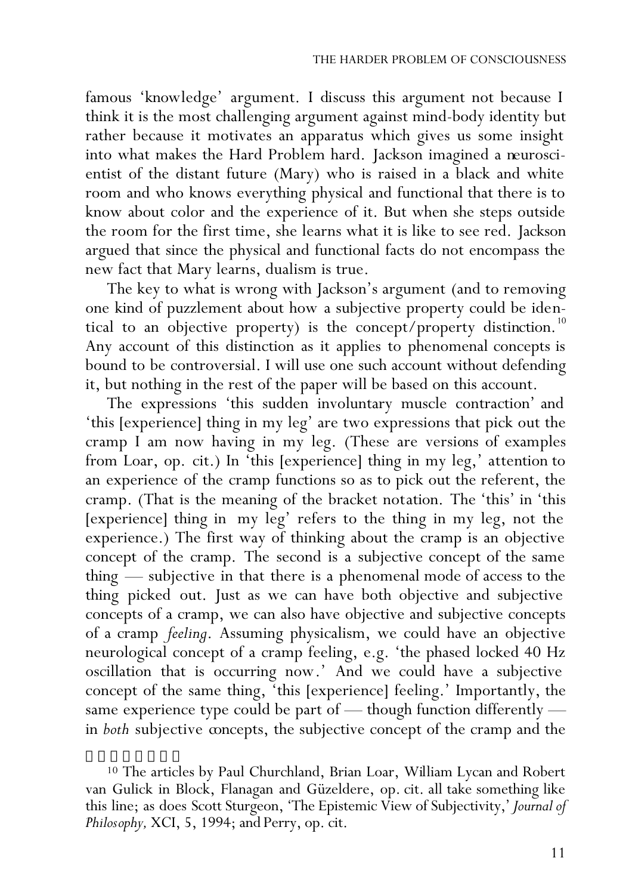famous 'knowledge' argument. I discuss this argument not because I think it is the most challenging argument against mind-body identity but rather because it motivates an apparatus which gives us some insight into what makes the Hard Problem hard. Jackson imagined a neuroscientist of the distant future (Mary) who is raised in a black and white room and who knows everything physical and functional that there is to know about color and the experience of it. But when she steps outside the room for the first time, she learns what it is like to see red. Jackson argued that since the physical and functional facts do not encompass the new fact that Mary learns, dualism is true.

The key to what is wrong with Jackson's argument (and to removing one kind of puzzlement about how a subjective property could be identical to an objective property) is the concept/property distinction.[10] Any account of this distinction as it applies to phenomenal concepts is bound to be controversial. I will use one such account without defending it, but nothing in the rest of the paper will be based on this account.

The expressions 'this sudden involuntary muscle contraction' and 'this [experience] thing in my leg' are two expressions that pick out the cramp I am now having in my leg. (These are versions of examples from Loar, op. cit.) In 'this [experience] thing in my leg,' attention to an experience of the cramp functions so as to pick out the referent, the cramp. (That is the meaning of the bracket notation. The 'this' in 'this [experience] thing in my leg' refers to the thing in my leg, not the experience.) The first way of thinking about the cramp is an objective concept of the cramp. The second is a subjective concept of the same thing — subjective in that there is a phenomenal mode of access to the thing picked out. Just as we can have both objective and subjective concepts of a cramp, we can also have objective and subjective concepts of a cramp *feeling*. Assuming physicalism, we could have an objective neurological concept of a cramp feeling, e.g. 'the phased locked 40 Hz oscillation that is occurring now.' And we could have a subjective concept of the same thing, 'this [experience] feeling.' Importantly, the same experience type could be part of — though function differently — in *both* subjective concepts, the subjective concept of the cramp and the

[10] The articles by Paul Churchland, Brian Loar, William Lycan and Robert van Gulick in Block, Flanagan and Güzeldere, op. cit. all take something like this line; as does Scott Sturgeon, 'The Epistemic View of Subjectivity,' *Journal of Philosophy,* XCI, 5, 1994; and Perry, op. cit.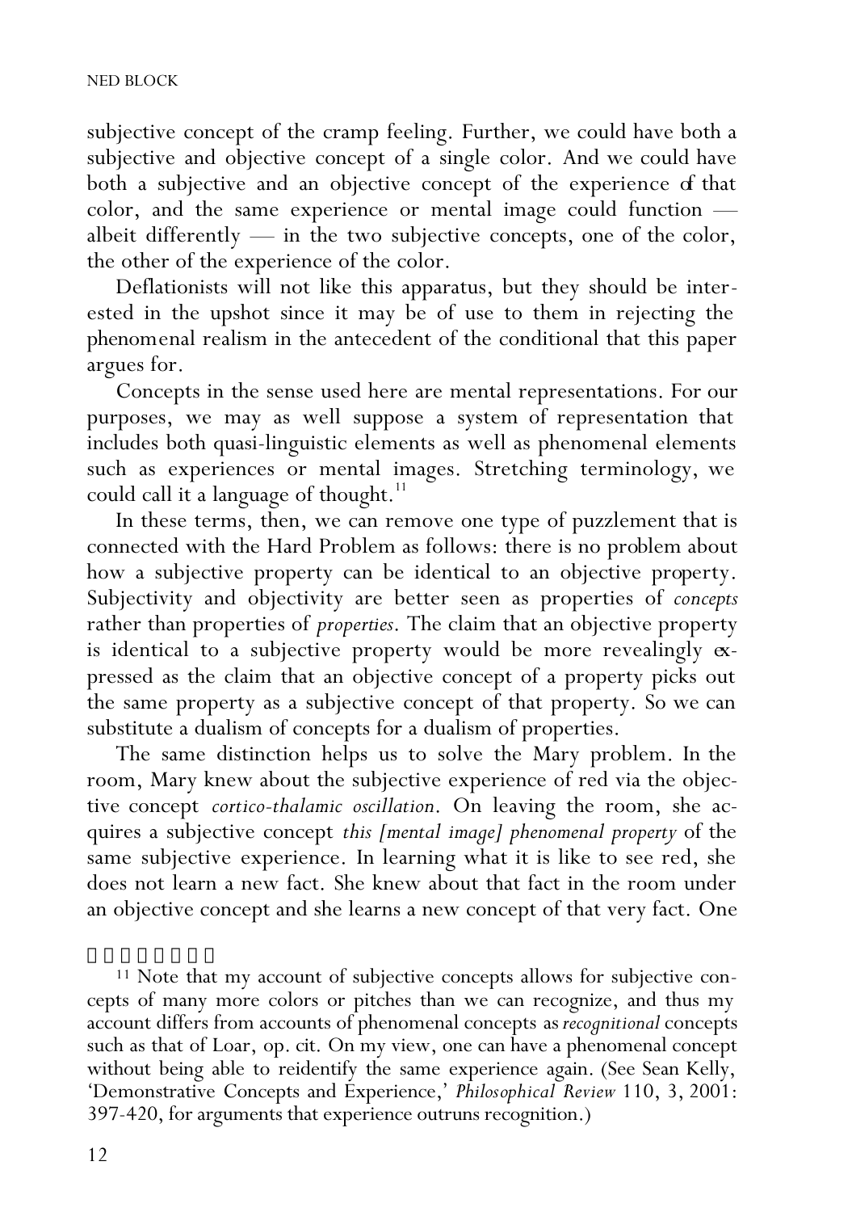subjective concept of the cramp feeling. Further, we could have both a subjective and objective concept of a single color. And we could have both a subjective and an objective concept of the experience of that color, and the same experience or mental image could function — albeit differently — in the two subjective concepts, one of the color, the other of the experience of the color.

Deflationists will not like this apparatus, but they should be interested in the upshot since it may be of use to them in rejecting the phenomenal realism in the antecedent of the conditional that this paper argues for.

Concepts in the sense used here are mental representations. For our purposes, we may as well suppose a system of representation that includes both quasi-linguistic elements as well as phenomenal elements such as experiences or mental images. Stretching terminology, we could call it a language of thought.[11]

In these terms, then, we can remove one type of puzzlement that is connected with the Hard Problem as follows: there is no problem about how a subjective property can be identical to an objective property. Subjectivity and objectivity are better seen as properties of *concepts* rather than properties of *properties*. The claim that an objective property is identical to a subjective property would be more revealingly expressed as the claim that an objective concept of a property picks out the same property as a subjective concept of that property. So we can substitute a dualism of concepts for a dualism of properties.

The same distinction helps us to solve the Mary problem. In the room, Mary knew about the subjective experience of red via the objective concept *cortico-thalamic oscillation*. On leaving the room, she acquires a subjective concept *this [mental image] phenomenal property* of the same subjective experience. In learning what it is like to see red, she does not learn a new fact. She knew about that fact in the room under an objective concept and she learns a new concept of that very fact. One

[11] Note that my account of subjective concepts allows for subjective concepts of many more colors or pitches than we can recognize, and thus my account differs from accounts of phenomenal concepts as *recognitional* concepts such as that of Loar, op. cit. On my view, one can have a phenomenal concept without being able to reidentify the same experience again. (See Sean Kelly, 'Demonstrative Concepts and Experience,' *Philosophical Review* 110, 3, 2001: 397-420, for arguments that experience outruns recognition.)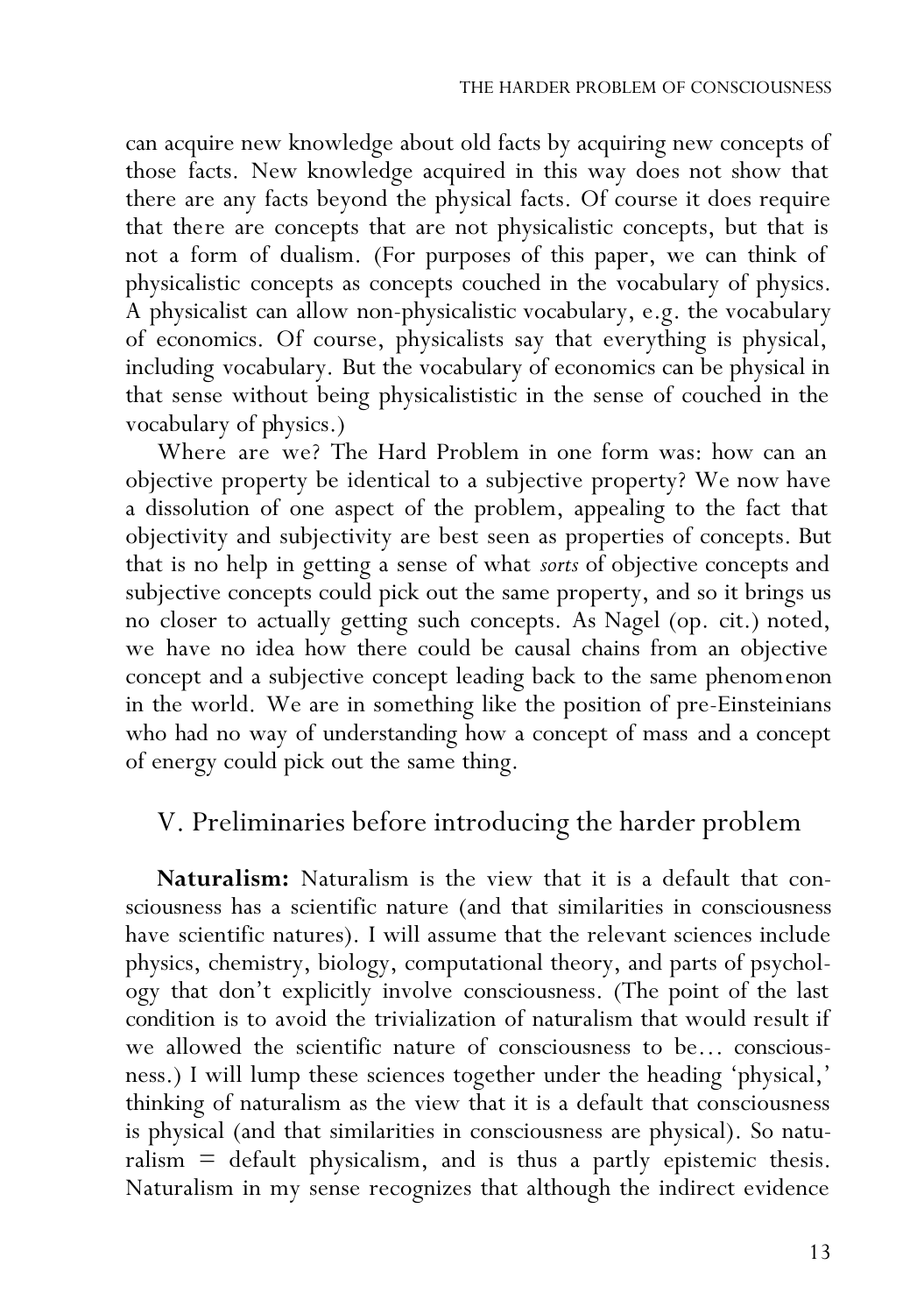can acquire new knowledge about old facts by acquiring new concepts of those facts. New knowledge acquired in this way does not show that there are any facts beyond the physical facts. Of course it does require that there are concepts that are not physicalistic concepts, but that is not a form of dualism. (For purposes of this paper, we can think of physicalistic concepts as concepts couched in the vocabulary of physics. A physicalist can allow non-physicalistic vocabulary, e.g. the vocabulary of economics. Of course, physicalists say that everything is physical, including vocabulary. But the vocabulary of economics can be physical in that sense without being physicalististic in the sense of couched in the vocabulary of physics.)

Where are we? The Hard Problem in one form was: how can an objective property be identical to a subjective property? We now have a dissolution of one aspect of the problem, appealing to the fact that objectivity and subjectivity are best seen as properties of concepts. But that is no help in getting a sense of what *sorts* of objective concepts and subjective concepts could pick out the same property, and so it brings us no closer to actually getting such concepts. As Nagel (op. cit.) noted, we have no idea how there could be causal chains from an objective concept and a subjective concept leading back to the same phenomenon in the world. We are in something like the position of pre-Einsteinians who had no way of understanding how a concept of mass and a concept of energy could pick out the same thing.

## V. Preliminaries before introducing the harder problem

**Naturalism:** Naturalism is the view that it is a default that consciousness has a scientific nature (and that similarities in consciousness have scientific natures). I will assume that the relevant sciences include physics, chemistry, biology, computational theory, and parts of psychology that don't explicitly involve consciousness. (The point of the last condition is to avoid the trivialization of naturalism that would result if we allowed the scientific nature of consciousness to be… consciousness.) I will lump these sciences together under the heading 'physical,' thinking of naturalism as the view that it is a default that consciousness is physical (and that similarities in consciousness are physical). So naturalism = default physicalism, and is thus a partly epistemic thesis. Naturalism in my sense recognizes that although the indirect evidence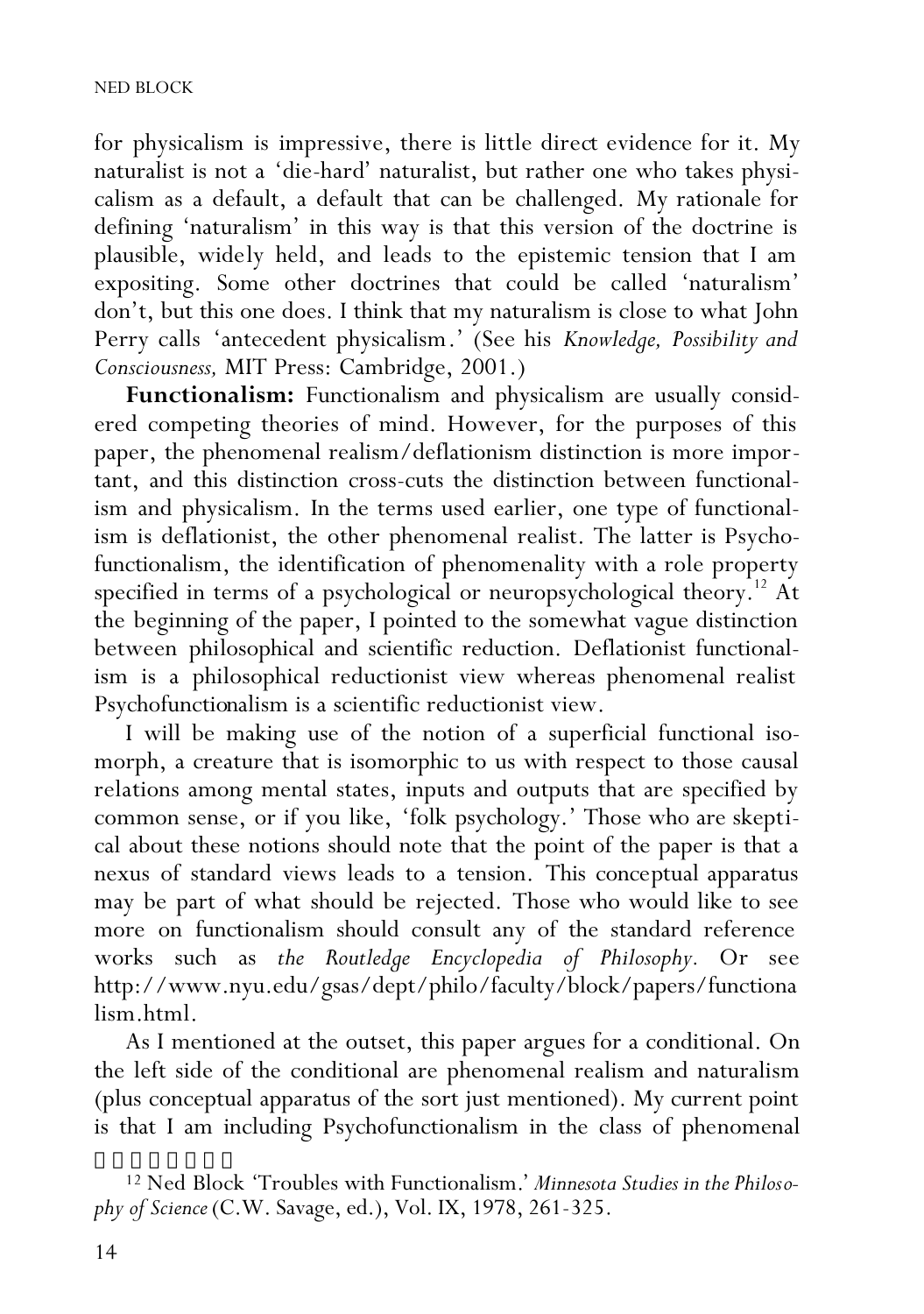for physicalism is impressive, there is little direct evidence for it. My naturalist is not a 'die-hard' naturalist, but rather one who takes physicalism as a default, a default that can be challenged. My rationale for defining 'naturalism' in this way is that this version of the doctrine is plausible, widely held, and leads to the epistemic tension that I am expositing. Some other doctrines that could be called 'naturalism' don't, but this one does. I think that my naturalism is close to what John Perry calls 'antecedent physicalism.' (See his *Knowledge, Possibility and Consciousness,* MIT Press: Cambridge, 2001.)

**Functionalism:** Functionalism and physicalism are usually considered competing theories of mind. However, for the purposes of this paper, the phenomenal realism/deflationism distinction is more important, and this distinction cross-cuts the distinction between functionalism and physicalism. In the terms used earlier, one type of functionalism is deflationist, the other phenomenal realist. The latter is Psychofunctionalism, the identification of phenomenality with a role property specified in terms of a psychological or neuropsychological theory.[12] At the beginning of the paper, I pointed to the somewhat vague distinction between philosophical and scientific reduction. Deflationist functionalism is a philosophical reductionist view whereas phenomenal realist Psychofunctionalism is a scientific reductionist view.

I will be making use of the notion of a superficial functional isomorph, a creature that is isomorphic to us with respect to those causal relations among mental states, inputs and outputs that are specified by common sense, or if you like, 'folk psychology.' Those who are skeptical about these notions should note that the point of the paper is that a nexus of standard views leads to a tension. This conceptual apparatus may be part of what should be rejected. Those who would like to see more on functionalism should consult any of the standard reference works such as *the Routledge Encyclopedia of Philosophy*. Or see http://www.nyu.edu/gsas/dept/philo/faculty/block/papers/functionalism.html.

As I mentioned at the outset, this paper argues for a conditional. On the left side of the conditional are phenomenal realism and naturalism (plus conceptual apparatus of the sort just mentioned). My current point is that I am including Psychofunctionalism in the class of phenomenal

[12] Ned Block 'Troubles with Functionalism.' *Minnesota Studies in the Philosophy of Science* (C.W. Savage, ed.), Vol. IX, 1978, 261-325.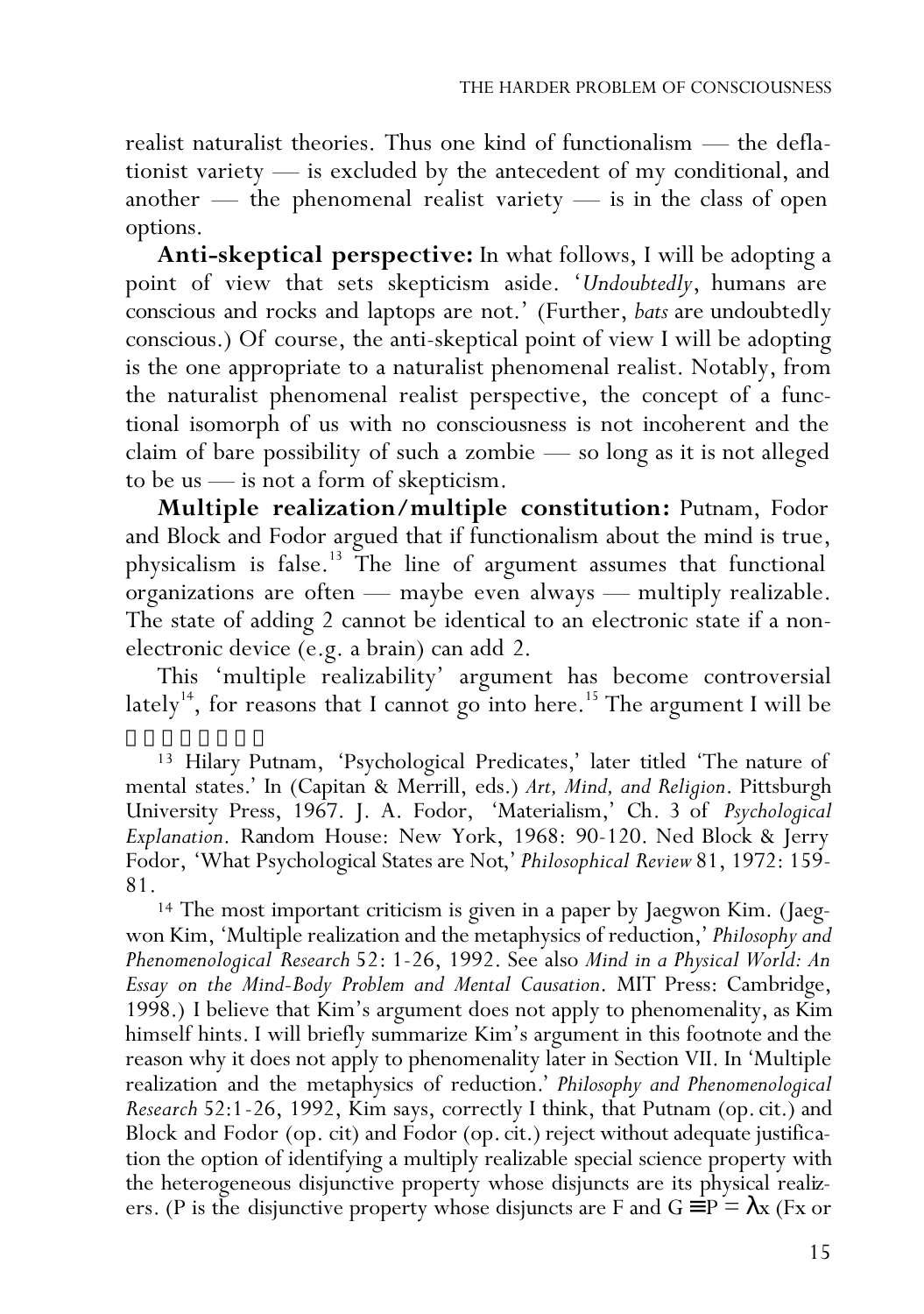realist naturalist theories. Thus one kind of functionalism — the deflationist variety — is excluded by the antecedent of my conditional, and another — the phenomenal realist variety — is in the class of open options.

**Anti-skeptical perspective:** In what follows, I will be adopting a point of view that sets skepticism aside. '*Undoubtedly*, humans are conscious and rocks and laptops are not.' (Further, *bats* are undoubtedly conscious.) Of course, the anti-skeptical point of view I will be adopting is the one appropriate to a naturalist phenomenal realist. Notably, from the naturalist phenomenal realist perspective, the concept of a functional isomorph of us with no consciousness is not incoherent and the claim of bare possibility of such a zombie — so long as it is not alleged to be us — is not a form of skepticism.

**Multiple realization/multiple constitution:** Putnam, Fodor and Block and Fodor argued that if functionalism about the mind is true, physicalism is false.[13] The line of argument assumes that functional organizations are often — maybe even always — multiply realizable. The state of adding 2 cannot be identical to an electronic state if a non-electronic device (e.g. a brain) can add 2.

This 'multiple realizability' argument has become controversial lately[14], for reasons that I cannot go into here.[15] The argument I will be

[13] Hilary Putnam, 'Psychological Predicates,' later titled 'The nature of mental states.' In (Capitan & Merrill, eds.) *Art, Mind, and Religion*. Pittsburgh University Press, 1967. J. A. Fodor, 'Materialism,' Ch. 3 of *Psychological Explanation*. Random House: New York, 1968: 90-120. Ned Block & Jerry Fodor, 'What Psychological States are Not,' *Philosophical Review* 81, 1972: 159-81.

[14] The most important criticism is given in a paper by Jaegwon Kim. (Jaegwon Kim, 'Multiple realization and the metaphysics of reduction,' *Philosophy and Phenomenological Research* 52: 1-26, 1992. See also *Mind in a Physical World: An Essay on the Mind-Body Problem and Mental Causation*. MIT Press: Cambridge, 1998.) I believe that Kim's argument does not apply to phenomenality, as Kim himself hints. I will briefly summarize Kim's argument in this footnote and the reason why it does not apply to phenomenality later in Section VII. In 'Multiple realization and the metaphysics of reduction.' *Philosophy and Phenomenological Research* 52:1-26, 1992, Kim says, correctly I think, that Putnam (op. cit.) and Block and Fodor (op. cit) and Fodor (op. cit.) reject without adequate justification the option of identifying a multiply realizable special science property with the heterogeneous disjunctive property whose disjuncts are its physical realizers. (P is the disjunctive property whose disjuncts are F and G $\equiv P = \lambda x$ (Fx or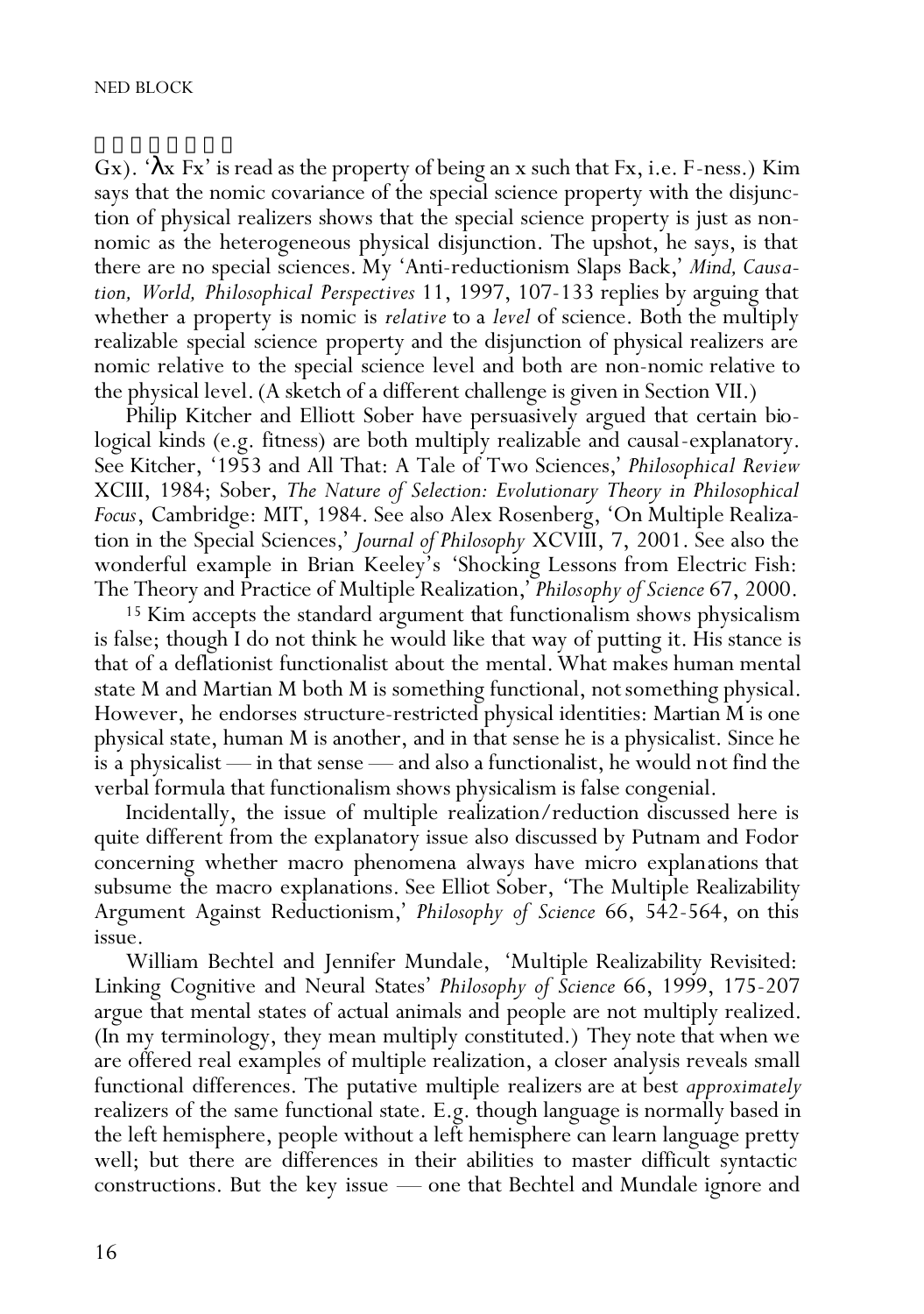Gx). '$\lambda$x Fx' is read as the property of being an x such that Fx, i.e. F-ness.) Kim says that the nomic covariance of the special science property with the disjunction of physical realizers shows that the special science property is just as non-nomic as the heterogeneous physical disjunction. The upshot, he says, is that there are no special sciences. My 'Anti-reductionism Slaps Back,' *Mind, Causation, World, Philosophical Perspectives* 11, 1997, 107-133 replies by arguing that whether a property is nomic is *relative* to a *level* of science. Both the multiply realizable special science property and the disjunction of physical realizers are nomic relative to the special science level and both are non-nomic relative to the physical level. (A sketch of a different challenge is given in Section VII.)

Philip Kitcher and Elliott Sober have persuasively argued that certain biological kinds (e.g. fitness) are both multiply realizable and causal-explanatory. See Kitcher, '1953 and All That: A Tale of Two Sciences,' *Philosophical Review* XCIII, 1984; Sober, *The Nature of Selection: Evolutionary Theory in Philosophical Focus*, Cambridge: MIT, 1984. See also Alex Rosenberg, 'On Multiple Realization in the Special Sciences,' *Journal of Philosophy* XCVIII, 7, 2001. See also the wonderful example in Brian Keeley's 'Shocking Lessons from Electric Fish: The Theory and Practice of Multiple Realization,' *Philosophy of Science* 67, 2000.

[15] Kim accepts the standard argument that functionalism shows physicalism is false; though I do not think he would like that way of putting it. His stance is that of a deflationist functionalist about the mental. What makes human mental state M and Martian M both M is something functional, not something physical. However, he endorses structure-restricted physical identities: Martian M is one physical state, human M is another, and in that sense he is a physicalist. Since he is a physicalist — in that sense — and also a functionalist, he would not find the verbal formula that functionalism shows physicalism is false congenial.

Incidentally, the issue of multiple realization/reduction discussed here is quite different from the explanatory issue also discussed by Putnam and Fodor concerning whether macro phenomena always have micro explanations that subsume the macro explanations. See Elliot Sober, 'The Multiple Realizability Argument Against Reductionism,' *Philosophy of Science* 66, 542-564, on this issue.

William Bechtel and Jennifer Mundale, 'Multiple Realizability Revisited: Linking Cognitive and Neural States' *Philosophy of Science* 66, 1999, 175-207 argue that mental states of actual animals and people are not multiply realized. (In my terminology, they mean multiply constituted.) They note that when we are offered real examples of multiple realization, a closer analysis reveals small functional differences. The putative multiple realizers are at best *approximately* realizers of the same functional state. E.g. though language is normally based in the left hemisphere, people without a left hemisphere can learn language pretty well; but there are differences in their abilities to master difficult syntactic constructions. But the key issue — one that Bechtel and Mundale ignore and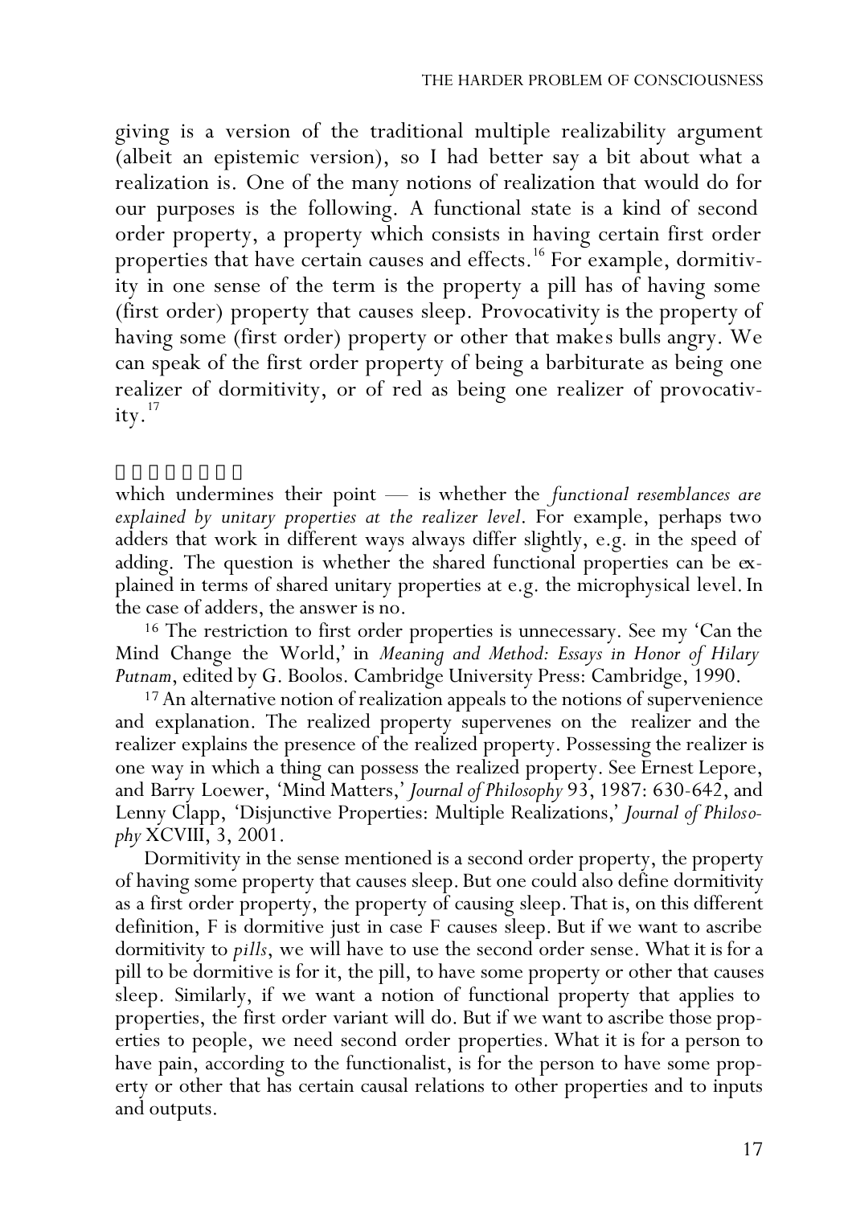giving is a version of the traditional multiple realizability argument (albeit an epistemic version), so I had better say a bit about what a realization is. One of the many notions of realization that would do for our purposes is the following. A functional state is a kind of second order property, a property which consists in having certain first order properties that have certain causes and effects.[16] For example, dormitivity in one sense of the term is the property a pill has of having some (first order) property that causes sleep. Provocativity is the property of having some (first order) property or other that makes bulls angry. We can speak of the first order property of being a barbiturate as being one realizer of dormitivity, or of red as being one realizer of provocativity.[17]

---

which undermines their point — is whether the *functional resemblances are explained by unitary properties at the realizer level*. For example, perhaps two adders that work in different ways always differ slightly, e.g. in the speed of adding. The question is whether the shared functional properties can be explained in terms of shared unitary properties at e.g. the microphysical level. In the case of adders, the answer is no.

[16] The restriction to first order properties is unnecessary. See my 'Can the Mind Change the World,' in *Meaning and Method: Essays in Honor of Hilary Putnam*, edited by G. Boolos. Cambridge University Press: Cambridge, 1990.

[17] An alternative notion of realization appeals to the notions of supervenience and explanation. The realized property supervenes on the realizer and the realizer explains the presence of the realized property. Possessing the realizer is one way in which a thing can possess the realized property. See Ernest Lepore, and Barry Loewer, 'Mind Matters,' *Journal of Philosophy* 93, 1987: 630-642, and Lenny Clapp, 'Disjunctive Properties: Multiple Realizations,' *Journal of Philosophy* XCVIII, 3, 2001.

Dormitivity in the sense mentioned is a second order property, the property of having some property that causes sleep. But one could also define dormitivity as a first order property, the property of causing sleep. That is, on this different definition, F is dormitive just in case F causes sleep. But if we want to ascribe dormitivity to *pills*, we will have to use the second order sense. What it is for a pill to be dormitive is for it, the pill, to have some property or other that causes sleep. Similarly, if we want a notion of functional property that applies to properties, the first order variant will do. But if we want to ascribe those properties to people, we need second order properties. What it is for a person to have pain, according to the functionalist, is for the person to have some property or other that has certain causal relations to other properties and to inputs and outputs.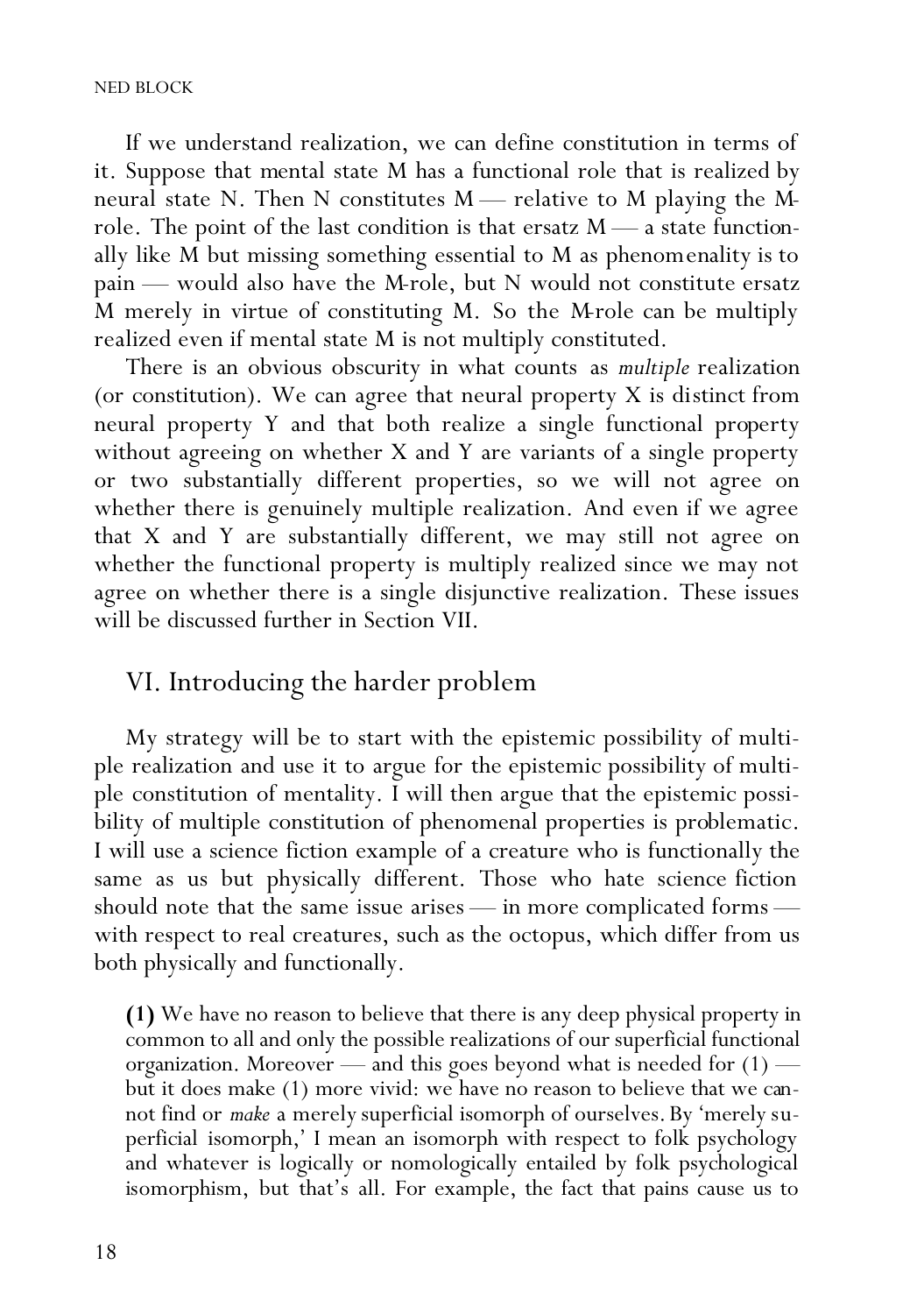If we understand realization, we can define constitution in terms of it. Suppose that mental state M has a functional role that is realized by neural state N. Then N constitutes M — relative to M playing the M-role. The point of the last condition is that ersatz M — a state functionally like M but missing something essential to M as phenomenality is to pain — would also have the M-role, but N would not constitute ersatz M merely in virtue of constituting M. So the M-role can be multiply realized even if mental state M is not multiply constituted.

There is an obvious obscurity in what counts as *multiple* realization (or constitution). We can agree that neural property X is distinct from neural property Y and that both realize a single functional property without agreeing on whether X and Y are variants of a single property or two substantially different properties, so we will not agree on whether there is genuinely multiple realization. And even if we agree that X and Y are substantially different, we may still not agree on whether the functional property is multiply realized since we may not agree on whether there is a single disjunctive realization. These issues will be discussed further in Section VII.

## VI. Introducing the harder problem

My strategy will be to start with the epistemic possibility of multiple realization and use it to argue for the epistemic possibility of multiple constitution of mentality. I will then argue that the epistemic possibility of multiple constitution of phenomenal properties is problematic. I will use a science fiction example of a creature who is functionally the same as us but physically different. Those who hate science fiction should note that the same issue arises — in more complicated forms — with respect to real creatures, such as the octopus, which differ from us both physically and functionally.

> **(1)** We have no reason to believe that there is any deep physical property in common to all and only the possible realizations of our superficial functional organization. Moreover — and this goes beyond what is needed for (1) — but it does make (1) more vivid: we have no reason to believe that we cannot find or *make* a merely superficial isomorph of ourselves. By 'merely superficial isomorph,' I mean an isomorph with respect to folk psychology and whatever is logically or nomologically entailed by folk psychological isomorphism, but that's all. For example, the fact that pains cause us to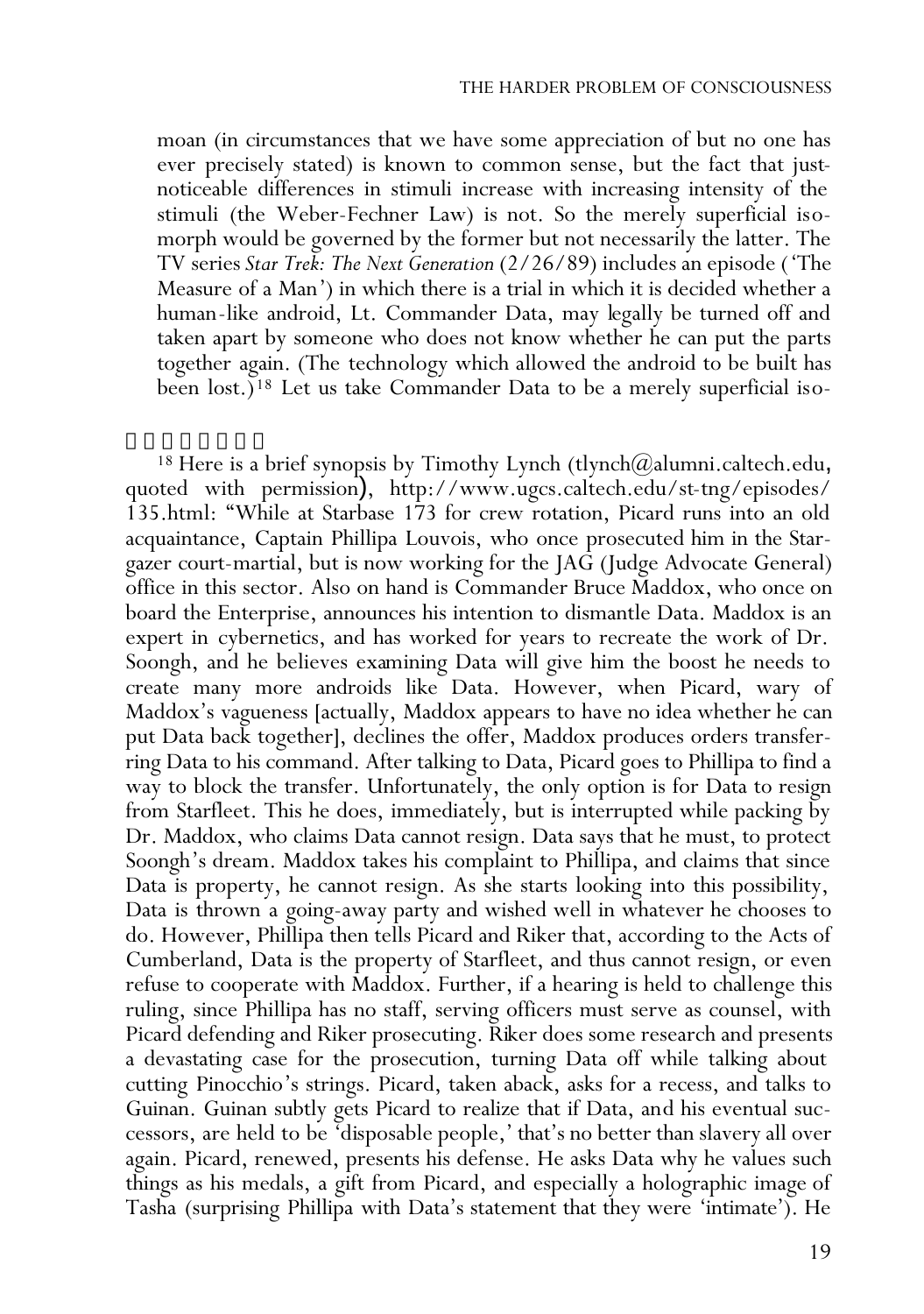moan (in circumstances that we have some appreciation of but no one has ever precisely stated) is known to common sense, but the fact that just-noticeable differences in stimuli increase with increasing intensity of the stimuli (the Weber-Fechner Law) is not. So the merely superficial isomorph would be governed by the former but not necessarily the latter. The TV series *Star Trek: The Next Generation* (2/26/89) includes an episode ('The Measure of a Man') in which there is a trial in which it is decided whether a human-like android, Lt. Commander Data, may legally be turned off and taken apart by someone who does not know whether he can put the parts together again. (The technology which allowed the android to be built has been lost.)[18] Let us take Commander Data to be a merely superficial iso-

---

[18] Here is a brief synopsis by Timothy Lynch (tlynch@alumni.caltech.edu, quoted with permission), http://www.ugcs.caltech.edu/st-tng/episodes/135.html: "While at Starbase 173 for crew rotation, Picard runs into an old acquaintance, Captain Phillipa Louvois, who once prosecuted him in the Stargazer court-martial, but is now working for the JAG (Judge Advocate General) office in this sector. Also on hand is Commander Bruce Maddox, who once on board the Enterprise, announces his intention to dismantle Data. Maddox is an expert in cybernetics, and has worked for years to recreate the work of Dr. Soongh, and he believes examining Data will give him the boost he needs to create many more androids like Data. However, when Picard, wary of Maddox's vagueness [actually, Maddox appears to have no idea whether he can put Data back together], declines the offer, Maddox produces orders transferring Data to his command. After talking to Data, Picard goes to Phillipa to find a way to block the transfer. Unfortunately, the only option is for Data to resign from Starfleet. This he does, immediately, but is interrupted while packing by Dr. Maddox, who claims Data cannot resign. Data says that he must, to protect Soongh's dream. Maddox takes his complaint to Phillipa, and claims that since Data is property, he cannot resign. As she starts looking into this possibility, Data is thrown a going-away party and wished well in whatever he chooses to do. However, Phillipa then tells Picard and Riker that, according to the Acts of Cumberland, Data is the property of Starfleet, and thus cannot resign, or even refuse to cooperate with Maddox. Further, if a hearing is held to challenge this ruling, since Phillipa has no staff, serving officers must serve as counsel, with Picard defending and Riker prosecuting. Riker does some research and presents a devastating case for the prosecution, turning Data off while talking about cutting Pinocchio's strings. Picard, taken aback, asks for a recess, and talks to Guinan. Guinan subtly gets Picard to realize that if Data, and his eventual successors, are held to be 'disposable people,' that's no better than slavery all over again. Picard, renewed, presents his defense. He asks Data why he values such things as his medals, a gift from Picard, and especially a holographic image of Tasha (surprising Phillipa with Data's statement that they were 'intimate'). He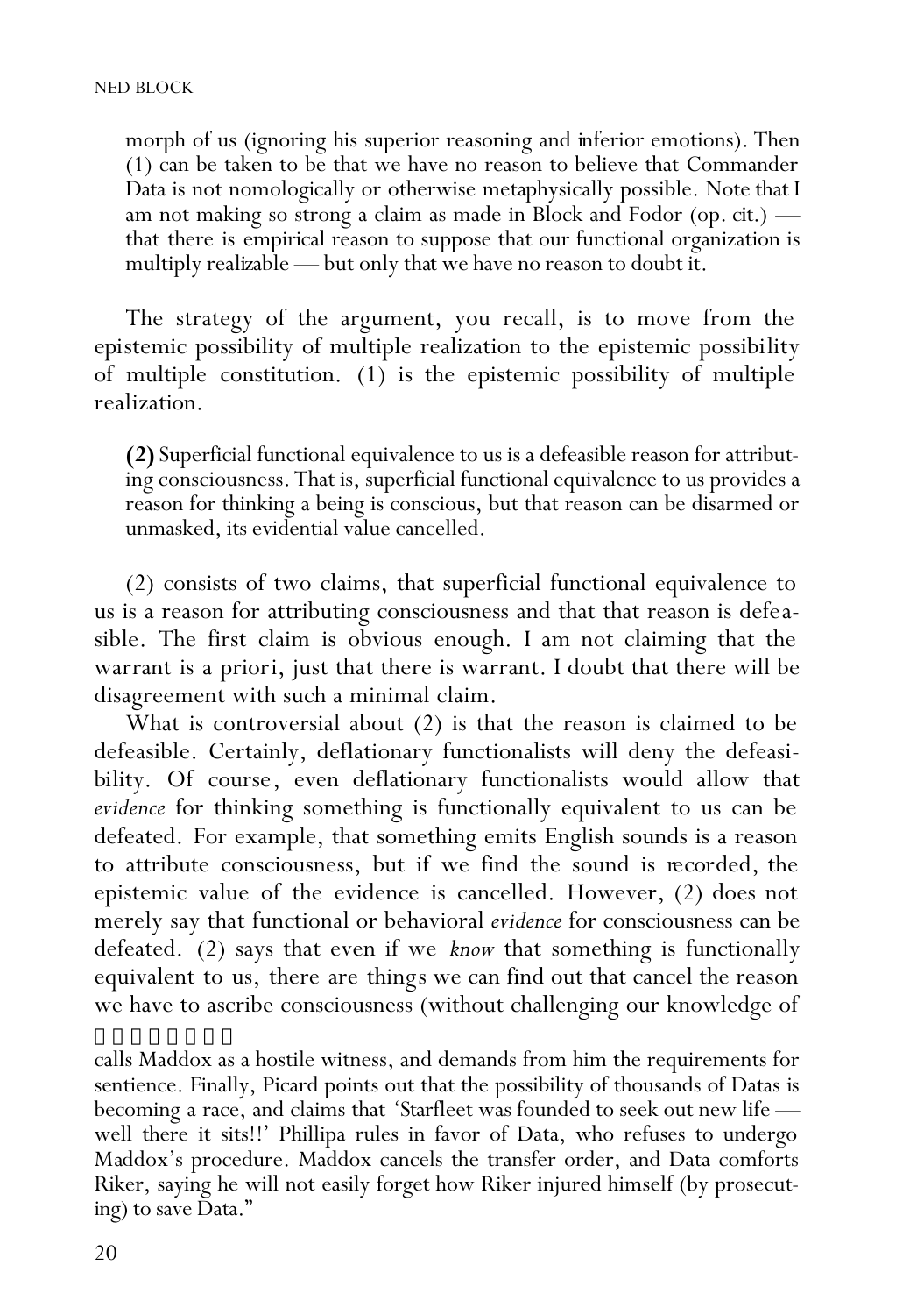morph of us (ignoring his superior reasoning and inferior emotions). Then (1) can be taken to be that we have no reason to believe that Commander Data is not nomologically or otherwise metaphysically possible. Note that I am not making so strong a claim as made in Block and Fodor (op. cit.) — that there is empirical reason to suppose that our functional organization is multiply realizable — but only that we have no reason to doubt it.

The strategy of the argument, you recall, is to move from the epistemic possibility of multiple realization to the epistemic possibility of multiple constitution. (1) is the epistemic possibility of multiple realization.

> **(2)** Superficial functional equivalence to us is a defeasible reason for attributing consciousness. That is, superficial functional equivalence to us provides a reason for thinking a being is conscious, but that reason can be disarmed or unmasked, its evidential value cancelled.

(2) consists of two claims, that superficial functional equivalence to us is a reason for attributing consciousness and that that reason is defeasible. The first claim is obvious enough. I am not claiming that the warrant is a priori, just that there is warrant. I doubt that there will be disagreement with such a minimal claim.

What is controversial about (2) is that the reason is claimed to be defeasible. Certainly, deflationary functionalists will deny the defeasibility. Of course, even deflationary functionalists would allow that *evidence* for thinking something is functionally equivalent to us can be defeated. For example, that something emits English sounds is a reason to attribute consciousness, but if we find the sound is recorded, the epistemic value of the evidence is cancelled. However, (2) does not merely say that functional or behavioral *evidence* for consciousness can be defeated. (2) says that even if we *know* that something is functionally equivalent to us, there are things we can find out that cancel the reason we have to ascribe consciousness (without challenging our knowledge of

calls Maddox as a hostile witness, and demands from him the requirements for sentience. Finally, Picard points out that the possibility of thousands of Datas is becoming a race, and claims that 'Starfleet was founded to seek out new life — well there it sits!!' Phillipa rules in favor of Data, who refuses to undergo Maddox's procedure. Maddox cancels the transfer order, and Data comforts Riker, saying he will not easily forget how Riker injured himself (by prosecuting) to save Data."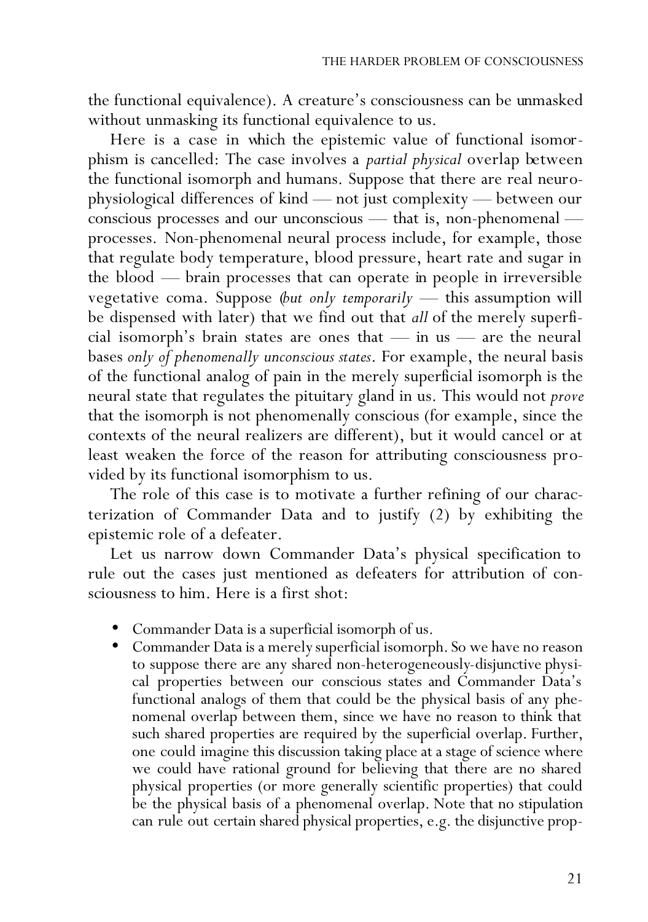the functional equivalence). A creature's consciousness can be unmasked without unmasking its functional equivalence to us.

Here is a case in which the epistemic value of functional isomorphism is cancelled: The case involves a *partial physical* overlap between the functional isomorph and humans. Suppose that there are real neurophysiological differences of kind — not just complexity — between our conscious processes and our unconscious — that is, non-phenomenal — processes. Non-phenomenal neural process include, for example, those that regulate body temperature, blood pressure, heart rate and sugar in the blood — brain processes that can operate in people in irreversible vegetative coma. Suppose (*but only temporarily* — this assumption will be dispensed with later) that we find out that *all* of the merely superficial isomorph's brain states are ones that — in us — are the neural bases *only of phenomenally unconscious states*. For example, the neural basis of the functional analog of pain in the merely superficial isomorph is the neural state that regulates the pituitary gland in us. This would not *prove* that the isomorph is not phenomenally conscious (for example, since the contexts of the neural realizers are different), but it would cancel or at least weaken the force of the reason for attributing consciousness provided by its functional isomorphism to us.

The role of this case is to motivate a further refining of our characterization of Commander Data and to justify (2) by exhibiting the epistemic role of a defeater.

Let us narrow down Commander Data's physical specification to rule out the cases just mentioned as defeaters for attribution of consciousness to him. Here is a first shot:

- Commander Data is a superficial isomorph of us.
- Commander Data is a merely superficial isomorph. So we have no reason to suppose there are any shared non-heterogeneously-disjunctive physical properties between our conscious states and Commander Data's functional analogs of them that could be the physical basis of any phenomenal overlap between them, since we have no reason to think that such shared properties are required by the superficial overlap. Further, one could imagine this discussion taking place at a stage of science where we could have rational ground for believing that there are no shared physical properties (or more generally scientific properties) that could be the physical basis of a phenomenal overlap. Note that no stipulation can rule out certain shared physical properties, e.g. the disjunctive prop-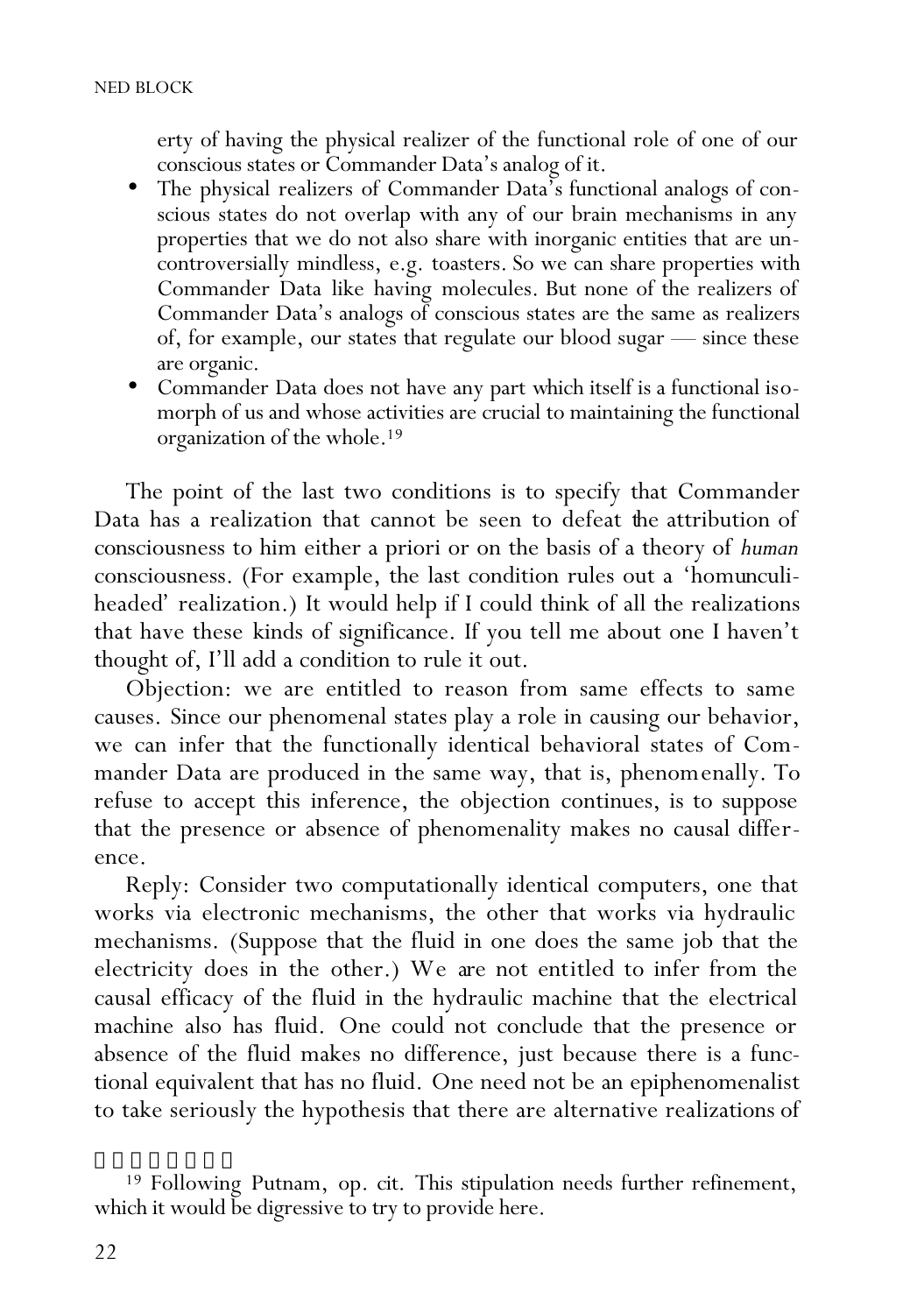erty of having the physical realizer of the functional role of one of our conscious states or Commander Data's analog of it.

- The physical realizers of Commander Data's functional analogs of conscious states do not overlap with any of our brain mechanisms in any properties that we do not also share with inorganic entities that are uncontroversially mindless, e.g. toasters. So we can share properties with Commander Data like having molecules. But none of the realizers of Commander Data's analogs of conscious states are the same as realizers of, for example, our states that regulate our blood sugar — since these are organic.
- Commander Data does not have any part which itself is a functional isomorph of us and whose activities are crucial to maintaining the functional organization of the whole.[19]

The point of the last two conditions is to specify that Commander Data has a realization that cannot be seen to defeat the attribution of consciousness to him either a priori or on the basis of a theory of *human* consciousness. (For example, the last condition rules out a 'homunculi-headed' realization.) It would help if I could think of all the realizations that have these kinds of significance. If you tell me about one I haven't thought of, I'll add a condition to rule it out.

Objection: we are entitled to reason from same effects to same causes. Since our phenomenal states play a role in causing our behavior, we can infer that the functionally identical behavioral states of Commander Data are produced in the same way, that is, phenomenally. To refuse to accept this inference, the objection continues, is to suppose that the presence or absence of phenomenality makes no causal difference.

Reply: Consider two computationally identical computers, one that works via electronic mechanisms, the other that works via hydraulic mechanisms. (Suppose that the fluid in one does the same job that the electricity does in the other.) We are not entitled to infer from the causal efficacy of the fluid in the hydraulic machine that the electrical machine also has fluid. One could not conclude that the presence or absence of the fluid makes no difference, just because there is a functional equivalent that has no fluid. One need not be an epiphenomenalist to take seriously the hypothesis that there are alternative realizations of

[19] Following Putnam, op. cit. This stipulation needs further refinement, which it would be digressive to try to provide here.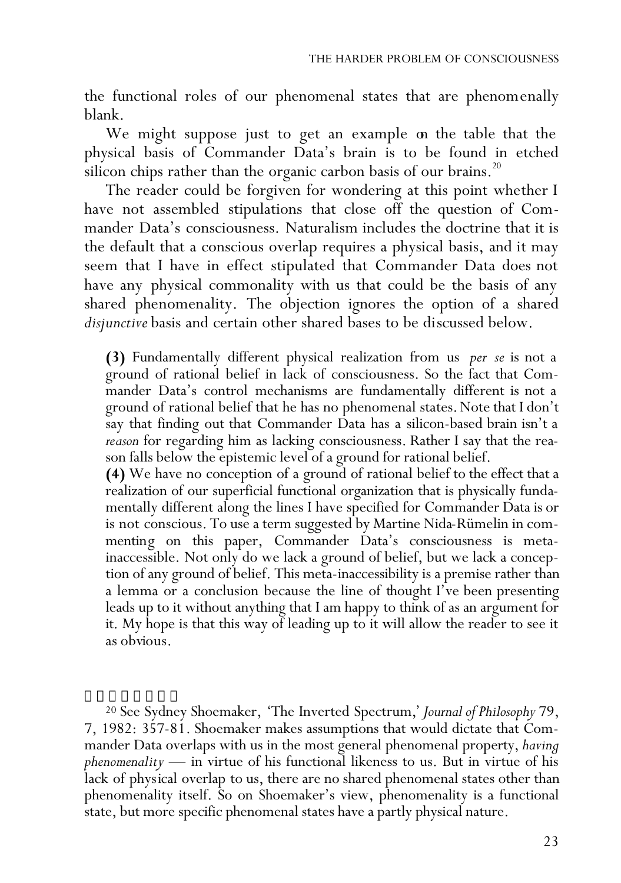the functional roles of our phenomenal states that are phenomenally blank.

We might suppose just to get an example on the table that the physical basis of Commander Data's brain is to be found in etched silicon chips rather than the organic carbon basis of our brains.[20]

The reader could be forgiven for wondering at this point whether I have not assembled stipulations that close off the question of Commander Data's consciousness. Naturalism includes the doctrine that it is the default that a conscious overlap requires a physical basis, and it may seem that I have in effect stipulated that Commander Data does not have any physical commonality with us that could be the basis of any shared phenomenality. The objection ignores the option of a shared *disjunctive* basis and certain other shared bases to be discussed below.

> **(3)** Fundamentally different physical realization from us *per se* is not a ground of rational belief in lack of consciousness. So the fact that Commander Data's control mechanisms are fundamentally different is not a ground of rational belief that he has no phenomenal states. Note that I don't say that finding out that Commander Data has a silicon-based brain isn't a *reason* for regarding him as lacking consciousness. Rather I say that the reason falls below the epistemic level of a ground for rational belief.
>
> **(4)** We have no conception of a ground of rational belief to the effect that a realization of our superficial functional organization that is physically fundamentally different along the lines I have specified for Commander Data is or is not conscious. To use a term suggested by Martine Nida-Rümelin in commenting on this paper, Commander Data's consciousness is meta-inaccessible. Not only do we lack a ground of belief, but we lack a conception of any ground of belief. This meta-inaccessibility is a premise rather than a lemma or a conclusion because the line of thought I've been presenting leads up to it without anything that I am happy to think of as an argument for it. My hope is that this way of leading up to it will allow the reader to see it as obvious.

[20] See Sydney Shoemaker, 'The Inverted Spectrum,' *Journal of Philosophy* 79, 7, 1982: 357-81. Shoemaker makes assumptions that would dictate that Commander Data overlaps with us in the most general phenomenal property, *having phenomenality* — in virtue of his functional likeness to us. But in virtue of his lack of physical overlap to us, there are no shared phenomenal states other than phenomenality itself. So on Shoemaker's view, phenomenality is a functional state, but more specific phenomenal states have a partly physical nature.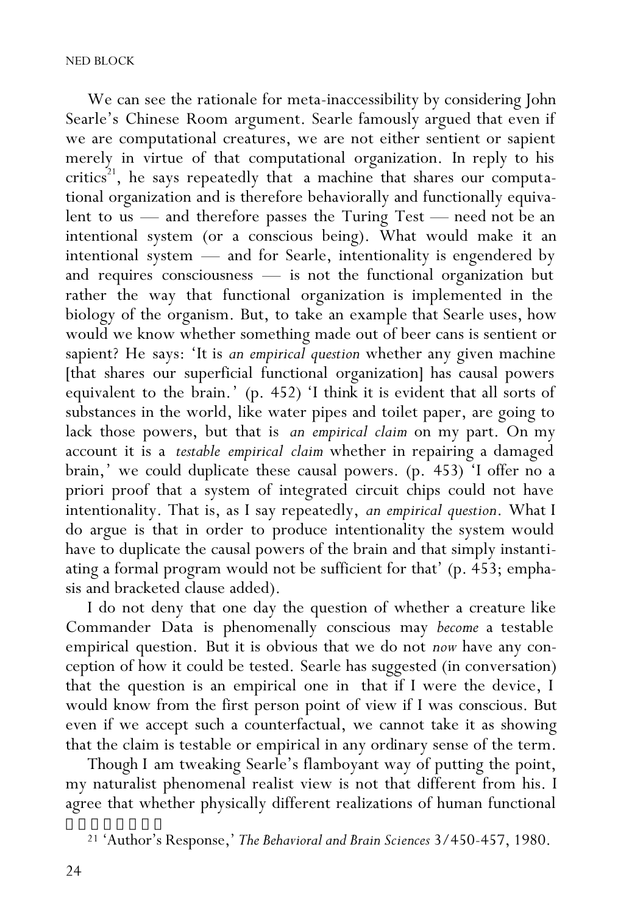We can see the rationale for meta-inaccessibility by considering John Searle's Chinese Room argument. Searle famously argued that even if we are computational creatures, we are not either sentient or sapient merely in virtue of that computational organization. In reply to his critics[21], he says repeatedly that a machine that shares our computational organization and is therefore behaviorally and functionally equivalent to us — and therefore passes the Turing Test — need not be an intentional system (or a conscious being). What would make it an intentional system — and for Searle, intentionality is engendered by and requires consciousness — is not the functional organization but rather the way that functional organization is implemented in the biology of the organism. But, to take an example that Searle uses, how would we know whether something made out of beer cans is sentient or sapient? He says: 'It is *an empirical question* whether any given machine [that shares our superficial functional organization] has causal powers equivalent to the brain.' (p. 452) 'I think it is evident that all sorts of substances in the world, like water pipes and toilet paper, are going to lack those powers, but that is *an empirical claim* on my part. On my account it is a *testable empirical claim* whether in repairing a damaged brain,' we could duplicate these causal powers. (p. 453) 'I offer no a priori proof that a system of integrated circuit chips could not have intentionality. That is, as I say repeatedly, *an empirical question*. What I do argue is that in order to produce intentionality the system would have to duplicate the causal powers of the brain and that simply instantiating a formal program would not be sufficient for that' (p. 453; emphasis and bracketed clause added).

I do not deny that one day the question of whether a creature like Commander Data is phenomenally conscious may *become* a testable empirical question. But it is obvious that we do not *now* have any conception of how it could be tested. Searle has suggested (in conversation) that the question is an empirical one in that if I were the device, I would know from the first person point of view if I was conscious. But even if we accept such a counterfactual, we cannot take it as showing that the claim is testable or empirical in any ordinary sense of the term.

Though I am tweaking Searle's flamboyant way of putting the point, my naturalist phenomenal realist view is not that different from his. I agree that whether physically different realizations of human functional

[21] 'Author's Response,' *The Behavioral and Brain Sciences* 3/450-457, 1980.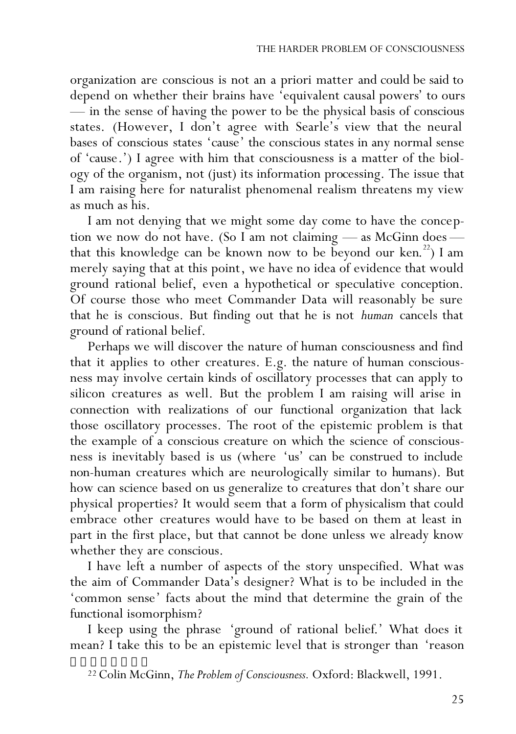organization are conscious is not an a priori matter and could be said to depend on whether their brains have 'equivalent causal powers' to ours — in the sense of having the power to be the physical basis of conscious states. (However, I don't agree with Searle's view that the neural bases of conscious states 'cause' the conscious states in any normal sense of 'cause.') I agree with him that consciousness is a matter of the biology of the organism, not (just) its information processing. The issue that I am raising here for naturalist phenomenal realism threatens my view as much as his.

I am not denying that we might some day come to have the conception we now do not have. (So I am not claiming — as McGinn does — that this knowledge can be known now to be beyond our ken.[22]) I am merely saying that at this point, we have no idea of evidence that would ground rational belief, even a hypothetical or speculative conception. Of course those who meet Commander Data will reasonably be sure that he is conscious. But finding out that he is not *human* cancels that ground of rational belief.

Perhaps we will discover the nature of human consciousness and find that it applies to other creatures. E.g. the nature of human consciousness may involve certain kinds of oscillatory processes that can apply to silicon creatures as well. But the problem I am raising will arise in connection with realizations of our functional organization that lack those oscillatory processes. The root of the epistemic problem is that the example of a conscious creature on which the science of consciousness is inevitably based is us (where 'us' can be construed to include non-human creatures which are neurologically similar to humans). But how can science based on us generalize to creatures that don't share our physical properties? It would seem that a form of physicalism that could embrace other creatures would have to be based on them at least in part in the first place, but that cannot be done unless we already know whether they are conscious.

I have left a number of aspects of the story unspecified. What was the aim of Commander Data's designer? What is to be included in the 'common sense' facts about the mind that determine the grain of the functional isomorphism?

I keep using the phrase 'ground of rational belief.' What does it mean? I take this to be an epistemic level that is stronger than 'reason

[22] Colin McGinn, *The Problem of Consciousness*. Oxford: Blackwell, 1991.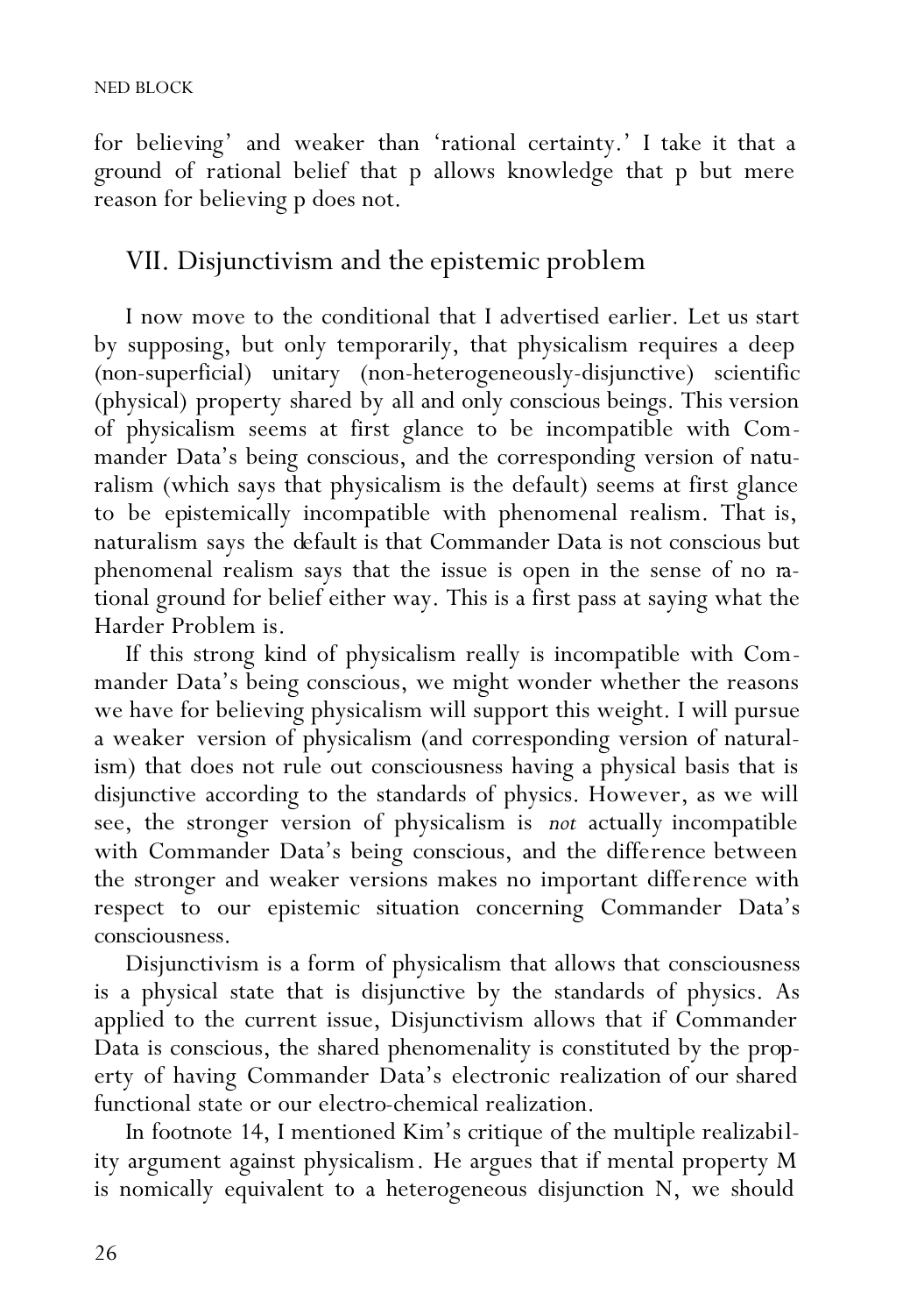for believing' and weaker than 'rational certainty.' I take it that a ground of rational belief that p allows knowledge that p but mere reason for believing p does not.

## VII. Disjunctivism and the epistemic problem

I now move to the conditional that I advertised earlier. Let us start by supposing, but only temporarily, that physicalism requires a deep (non-superficial) unitary (non-heterogeneously-disjunctive) scientific (physical) property shared by all and only conscious beings. This version of physicalism seems at first glance to be incompatible with Commander Data's being conscious, and the corresponding version of naturalism (which says that physicalism is the default) seems at first glance to be epistemically incompatible with phenomenal realism. That is, naturalism says the default is that Commander Data is not conscious but phenomenal realism says that the issue is open in the sense of no rational ground for belief either way. This is a first pass at saying what the Harder Problem is.

If this strong kind of physicalism really is incompatible with Commander Data's being conscious, we might wonder whether the reasons we have for believing physicalism will support this weight. I will pursue a weaker version of physicalism (and corresponding version of naturalism) that does not rule out consciousness having a physical basis that is disjunctive according to the standards of physics. However, as we will see, the stronger version of physicalism is *not* actually incompatible with Commander Data's being conscious, and the difference between the stronger and weaker versions makes no important difference with respect to our epistemic situation concerning Commander Data's consciousness.

Disjunctivism is a form of physicalism that allows that consciousness is a physical state that is disjunctive by the standards of physics. As applied to the current issue, Disjunctivism allows that if Commander Data is conscious, the shared phenomenality is constituted by the property of having Commander Data's electronic realization of our shared functional state or our electro-chemical realization.

In footnote 14, I mentioned Kim's critique of the multiple realizability argument against physicalism. He argues that if mental property M is nomically equivalent to a heterogeneous disjunction N, we should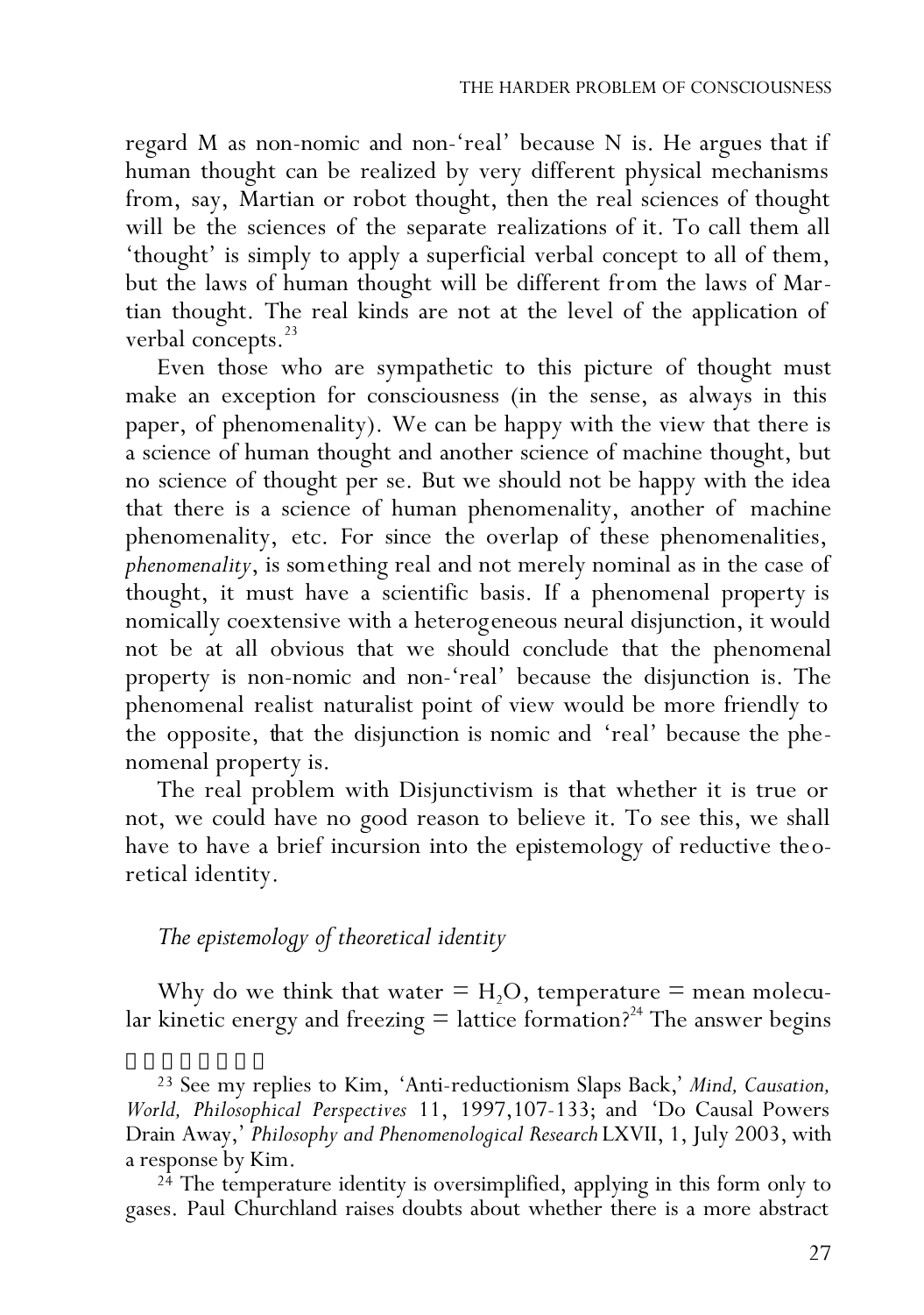regard M as non-nomic and non-'real' because N is. He argues that if human thought can be realized by very different physical mechanisms from, say, Martian or robot thought, then the real sciences of thought will be the sciences of the separate realizations of it. To call them all 'thought' is simply to apply a superficial verbal concept to all of them, but the laws of human thought will be different from the laws of Martian thought. The real kinds are not at the level of the application of verbal concepts.[23]

Even those who are sympathetic to this picture of thought must make an exception for consciousness (in the sense, as always in this paper, of phenomenality). We can be happy with the view that there is a science of human thought and another science of machine thought, but no science of thought per se. But we should not be happy with the idea that there is a science of human phenomenality, another of machine phenomenality, etc. For since the overlap of these phenomenalities, *phenomenality*, is something real and not merely nominal as in the case of thought, it must have a scientific basis. If a phenomenal property is nomically coextensive with a heterogeneous neural disjunction, it would not be at all obvious that we should conclude that the phenomenal property is non-nomic and non-'real' because the disjunction is. The phenomenal realist naturalist point of view would be more friendly to the opposite, that the disjunction is nomic and 'real' because the phenomenal property is.

The real problem with Disjunctivism is that whether it is true or not, we could have no good reason to believe it. To see this, we shall have to have a brief incursion into the epistemology of reductive theoretical identity.

### *The epistemology of theoretical identity*

Why do we think that water = $H_2O$, temperature = mean molecular kinetic energy and freezing = lattice formation?[24] The answer begins

---

[23] See my replies to Kim, 'Anti-reductionism Slaps Back,' *Mind, Causation, World, Philosophical Perspectives* 11, 1997,107-133; and 'Do Causal Powers Drain Away,' *Philosophy and Phenomenological Research* LXVII, 1, July 2003, with a response by Kim.

[24] The temperature identity is oversimplified, applying in this form only to gases. Paul Churchland raises doubts about whether there is a more abstract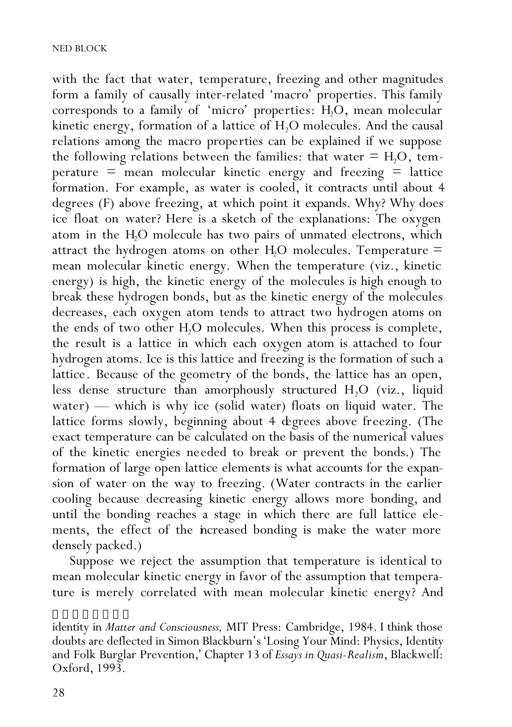with the fact that water, temperature, freezing and other magnitudes form a family of causally inter-related 'macro' properties. This family corresponds to a family of 'micro' properties: $H_2O$, mean molecular kinetic energy, formation of a lattice of $H_2O$ molecules. And the causal relations among the macro properties can be explained if we suppose the following relations between the families: that water = $H_2O$, temperature = mean molecular kinetic energy and freezing = lattice formation. For example, as water is cooled, it contracts until about 4 degrees (F) above freezing, at which point it expands. Why? Why does ice float on water? Here is a sketch of the explanations: The oxygen atom in the $H_2O$ molecule has two pairs of unmated electrons, which attract the hydrogen atoms on other $H_2O$ molecules. Temperature = mean molecular kinetic energy. When the temperature (viz., kinetic energy) is high, the kinetic energy of the molecules is high enough to break these hydrogen bonds, but as the kinetic energy of the molecules decreases, each oxygen atom tends to attract two hydrogen atoms on the ends of two other $H_2O$ molecules. When this process is complete, the result is a lattice in which each oxygen atom is attached to four hydrogen atoms. Ice is this lattice and freezing is the formation of such a lattice. Because of the geometry of the bonds, the lattice has an open, less dense structure than amorphously structured $H_2O$ (viz., liquid water) — which is why ice (solid water) floats on liquid water. The lattice forms slowly, beginning about 4 degrees above freezing. (The exact temperature can be calculated on the basis of the numerical values of the kinetic energies needed to break or prevent the bonds.) The formation of large open lattice elements is what accounts for the expansion of water on the way to freezing. (Water contracts in the earlier cooling because decreasing kinetic energy allows more bonding, and until the bonding reaches a stage in which there are full lattice elements, the effect of the increased bonding is make the water more densely packed.)

Suppose we reject the assumption that temperature is identical to mean molecular kinetic energy in favor of the assumption that temperature is merely correlated with mean molecular kinetic energy? And

---

identity in *Matter and Consciousness,* MIT Press: Cambridge, 1984. I think those doubts are deflected in Simon Blackburn's 'Losing Your Mind: Physics, Identity and Folk Burglar Prevention,' Chapter 13 of *Essays in Quasi-Realism*, Blackwell: Oxford, 1993.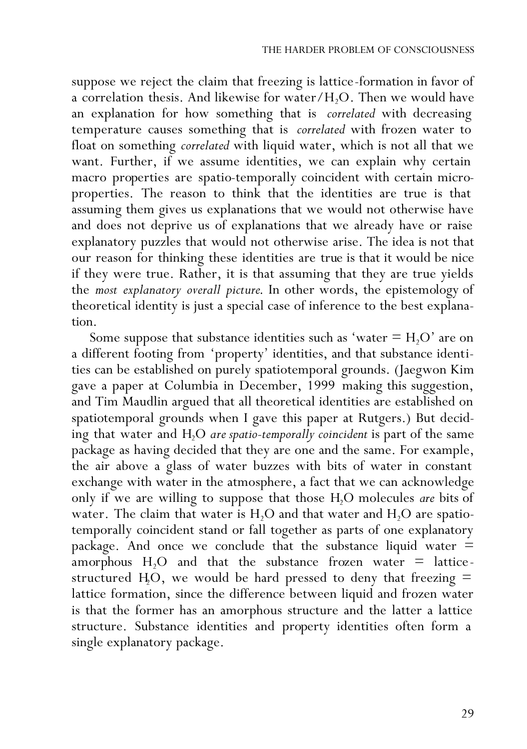suppose we reject the claim that freezing is lattice-formation in favor of a correlation thesis. And likewise for water/$H_2O$. Then we would have an explanation for how something that is *correlated* with decreasing temperature causes something that is *correlated* with frozen water to float on something *correlated* with liquid water, which is not all that we want. Further, if we assume identities, we can explain why certain macro properties are spatio-temporally coincident with certain micro-properties. The reason to think that the identities are true is that assuming them gives us explanations that we would not otherwise have and does not deprive us of explanations that we already have or raise explanatory puzzles that would not otherwise arise. The idea is not that our reason for thinking these identities are true is that it would be nice if they were true. Rather, it is that assuming that they are true yields the *most explanatory overall picture*. In other words, the epistemology of theoretical identity is just a special case of inference to the best explanation.

Some suppose that substance identities such as 'water = $H_2O$' are on a different footing from 'property' identities, and that substance identities can be established on purely spatiotemporal grounds. (Jaegwon Kim gave a paper at Columbia in December, 1999 making this suggestion, and Tim Maudlin argued that all theoretical identities are established on spatiotemporal grounds when I gave this paper at Rutgers.) But deciding that water and $H_2O$ *are spatio-temporally coincident* is part of the same package as having decided that they are one and the same. For example, the air above a glass of water buzzes with bits of water in constant exchange with water in the atmosphere, a fact that we can acknowledge only if we are willing to suppose that those $H_2O$ molecules *are* bits of water. The claim that water is $H_2O$ and that water and $H_2O$ are spatio-temporally coincident stand or fall together as parts of one explanatory package. And once we conclude that the substance liquid water = amorphous $H_2O$ and that the substance frozen water = lattice-structured $H_2O$, we would be hard pressed to deny that freezing = lattice formation, since the difference between liquid and frozen water is that the former has an amorphous structure and the latter a lattice structure. Substance identities and property identities often form a single explanatory package.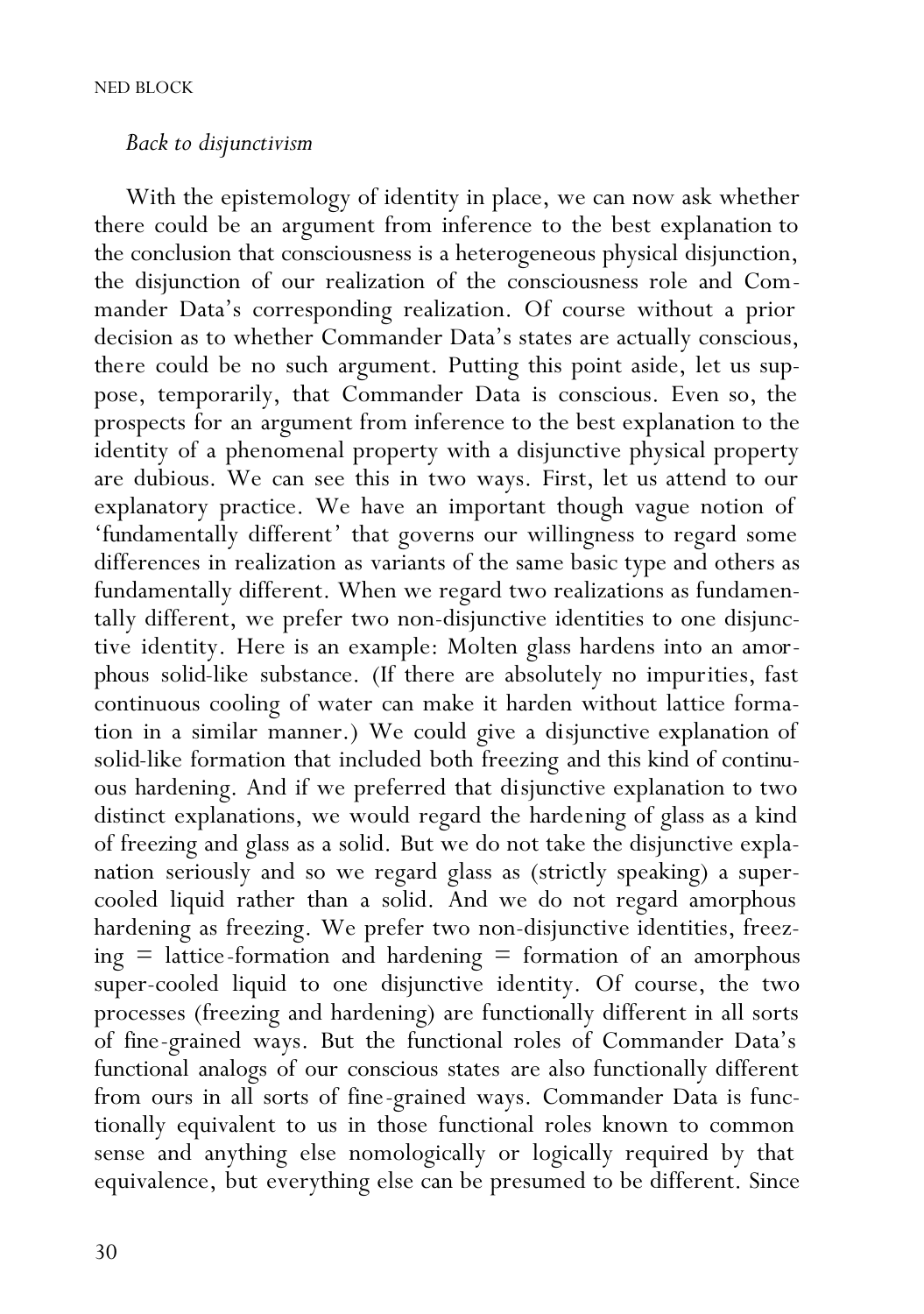*Back to disjunctivism*

With the epistemology of identity in place, we can now ask whether there could be an argument from inference to the best explanation to the conclusion that consciousness is a heterogeneous physical disjunction, the disjunction of our realization of the consciousness role and Commander Data's corresponding realization. Of course without a prior decision as to whether Commander Data's states are actually conscious, there could be no such argument. Putting this point aside, let us suppose, temporarily, that Commander Data is conscious. Even so, the prospects for an argument from inference to the best explanation to the identity of a phenomenal property with a disjunctive physical property are dubious. We can see this in two ways. First, let us attend to our explanatory practice. We have an important though vague notion of 'fundamentally different' that governs our willingness to regard some differences in realization as variants of the same basic type and others as fundamentally different. When we regard two realizations as fundamentally different, we prefer two non-disjunctive identities to one disjunctive identity. Here is an example: Molten glass hardens into an amorphous solid-like substance. (If there are absolutely no impurities, fast continuous cooling of water can make it harden without lattice formation in a similar manner.) We could give a disjunctive explanation of solid-like formation that included both freezing and this kind of continuous hardening. And if we preferred that disjunctive explanation to two distinct explanations, we would regard the hardening of glass as a kind of freezing and glass as a solid. But we do not take the disjunctive explanation seriously and so we regard glass as (strictly speaking) a super-cooled liquid rather than a solid. And we do not regard amorphous hardening as freezing. We prefer two non-disjunctive identities, freezing = lattice-formation and hardening = formation of an amorphous super-cooled liquid to one disjunctive identity. Of course, the two processes (freezing and hardening) are functionally different in all sorts of fine-grained ways. But the functional roles of Commander Data's functional analogs of our conscious states are also functionally different from ours in all sorts of fine-grained ways. Commander Data is functionally equivalent to us in those functional roles known to common sense and anything else nomologically or logically required by that equivalence, but everything else can be presumed to be different. Since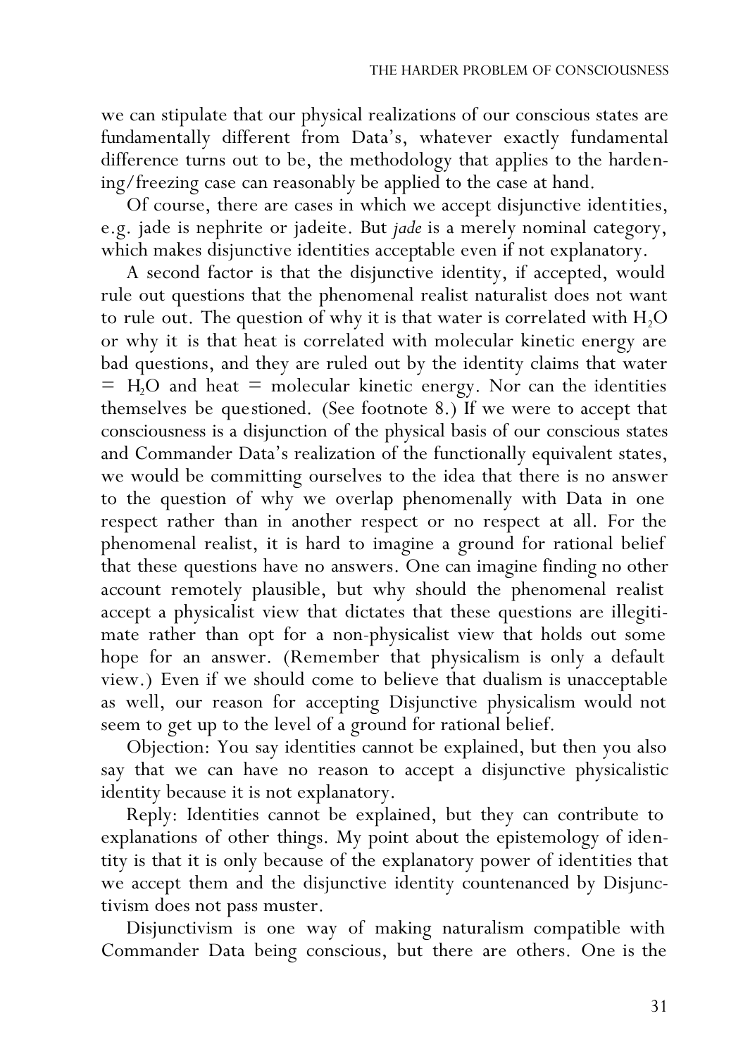we can stipulate that our physical realizations of our conscious states are fundamentally different from Data's, whatever exactly fundamental difference turns out to be, the methodology that applies to the hardening/freezing case can reasonably be applied to the case at hand.

Of course, there are cases in which we accept disjunctive identities, e.g. jade is nephrite or jadeite. But *jade* is a merely nominal category, which makes disjunctive identities acceptable even if not explanatory.

A second factor is that the disjunctive identity, if accepted, would rule out questions that the phenomenal realist naturalist does not want to rule out. The question of why it is that water is correlated with $H_2O$ or why it is that heat is correlated with molecular kinetic energy are bad questions, and they are ruled out by the identity claims that water = $H_2O$ and heat = molecular kinetic energy. Nor can the identities themselves be questioned. (See footnote 8.) If we were to accept that consciousness is a disjunction of the physical basis of our conscious states and Commander Data's realization of the functionally equivalent states, we would be committing ourselves to the idea that there is no answer to the question of why we overlap phenomenally with Data in one respect rather than in another respect or no respect at all. For the phenomenal realist, it is hard to imagine a ground for rational belief that these questions have no answers. One can imagine finding no other account remotely plausible, but why should the phenomenal realist accept a physicalist view that dictates that these questions are illegitimate rather than opt for a non-physicalist view that holds out some hope for an answer. (Remember that physicalism is only a default view.) Even if we should come to believe that dualism is unacceptable as well, our reason for accepting Disjunctive physicalism would not seem to get up to the level of a ground for rational belief.

Objection: You say identities cannot be explained, but then you also say that we can have no reason to accept a disjunctive physicalistic identity because it is not explanatory.

Reply: Identities cannot be explained, but they can contribute to explanations of other things. My point about the epistemology of identity is that it is only because of the explanatory power of identities that we accept them and the disjunctive identity countenanced by Disjunctivism does not pass muster.

Disjunctivism is one way of making naturalism compatible with Commander Data being conscious, but there are others. One is the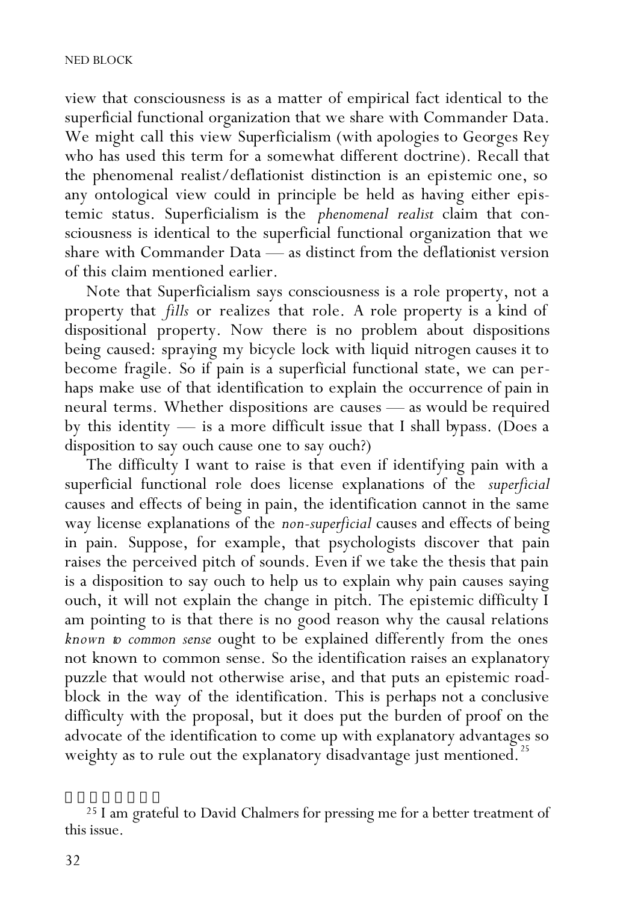view that consciousness is as a matter of empirical fact identical to the superficial functional organization that we share with Commander Data. We might call this view Superficialism (with apologies to Georges Rey who has used this term for a somewhat different doctrine). Recall that the phenomenal realist/deflationist distinction is an epistemic one, so any ontological view could in principle be held as having either epistemic status. Superficialism is the *phenomenal realist* claim that consciousness is identical to the superficial functional organization that we share with Commander Data — as distinct from the deflationist version of this claim mentioned earlier.

Note that Superficialism says consciousness is a role property, not a property that *fills* or realizes that role. A role property is a kind of dispositional property. Now there is no problem about dispositions being caused: spraying my bicycle lock with liquid nitrogen causes it to become fragile. So if pain is a superficial functional state, we can perhaps make use of that identification to explain the occurrence of pain in neural terms. Whether dispositions are causes — as would be required by this identity — is a more difficult issue that I shall bypass. (Does a disposition to say ouch cause one to say ouch?)

The difficulty I want to raise is that even if identifying pain with a superficial functional role does license explanations of the *superficial* causes and effects of being in pain, the identification cannot in the same way license explanations of the *non-superficial* causes and effects of being in pain. Suppose, for example, that psychologists discover that pain raises the perceived pitch of sounds. Even if we take the thesis that pain is a disposition to say ouch to help us to explain why pain causes saying ouch, it will not explain the change in pitch. The epistemic difficulty I am pointing to is that there is no good reason why the causal relations *known to common sense* ought to be explained differently from the ones not known to common sense. So the identification raises an explanatory puzzle that would not otherwise arise, and that puts an epistemic roadblock in the way of the identification. This is perhaps not a conclusive difficulty with the proposal, but it does put the burden of proof on the advocate of the identification to come up with explanatory advantages so weighty as to rule out the explanatory disadvantage just mentioned.[25]

---

[25] I am grateful to David Chalmers for pressing me for a better treatment of this issue.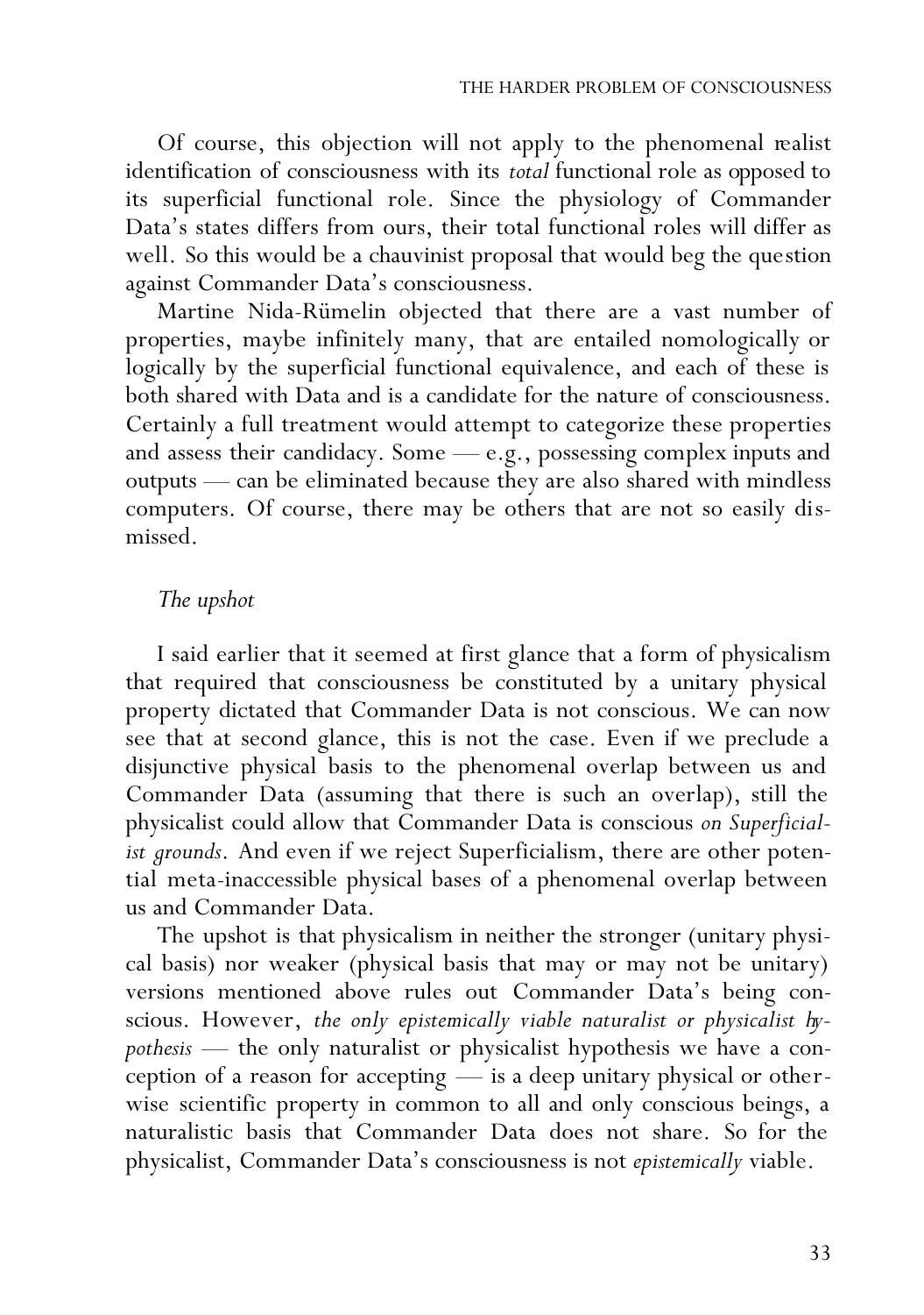Of course, this objection will not apply to the phenomenal realist identification of consciousness with its *total* functional role as opposed to its superficial functional role. Since the physiology of Commander Data's states differs from ours, their total functional roles will differ as well. So this would be a chauvinist proposal that would beg the question against Commander Data's consciousness.

Martine Nida-Rümelin objected that there are a vast number of properties, maybe infinitely many, that are entailed nomologically or logically by the superficial functional equivalence, and each of these is both shared with Data and is a candidate for the nature of consciousness. Certainly a full treatment would attempt to categorize these properties and assess their candidacy. Some — e.g., possessing complex inputs and outputs — can be eliminated because they are also shared with mindless computers. Of course, there may be others that are not so easily dismissed.

### *The upshot*

I said earlier that it seemed at first glance that a form of physicalism that required that consciousness be constituted by a unitary physical property dictated that Commander Data is not conscious. We can now see that at second glance, this is not the case. Even if we preclude a disjunctive physical basis to the phenomenal overlap between us and Commander Data (assuming that there is such an overlap), still the physicalist could allow that Commander Data is conscious *on Superficialist grounds*. And even if we reject Superficialism, there are other potential meta-inaccessible physical bases of a phenomenal overlap between us and Commander Data.

The upshot is that physicalism in neither the stronger (unitary physical basis) nor weaker (physical basis that may or may not be unitary) versions mentioned above rules out Commander Data's being conscious. However, *the only epistemically viable naturalist or physicalist hypothesis* — the only naturalist or physicalist hypothesis we have a conception of a reason for accepting — is a deep unitary physical or otherwise scientific property in common to all and only conscious beings, a naturalistic basis that Commander Data does not share. So for the physicalist, Commander Data's consciousness is not *epistemically* viable.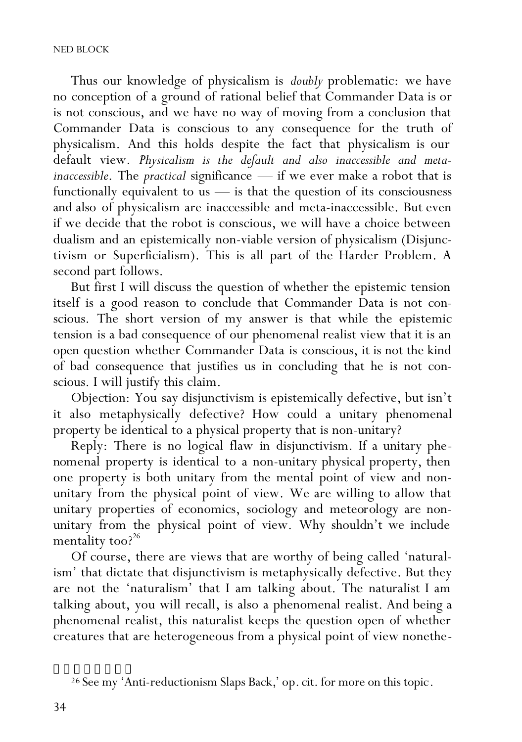Thus our knowledge of physicalism is *doubly* problematic: we have no conception of a ground of rational belief that Commander Data is or is not conscious, and we have no way of moving from a conclusion that Commander Data is conscious to any consequence for the truth of physicalism. And this holds despite the fact that physicalism is our default view. *Physicalism is the default and also inaccessible and meta-inaccessible*. The *practical* significance — if we ever make a robot that is functionally equivalent to us — is that the question of its consciousness and also of physicalism are inaccessible and meta-inaccessible. But even if we decide that the robot is conscious, we will have a choice between dualism and an epistemically non-viable version of physicalism (Disjunctivism or Superficialism). This is all part of the Harder Problem. A second part follows.

But first I will discuss the question of whether the epistemic tension itself is a good reason to conclude that Commander Data is not conscious. The short version of my answer is that while the epistemic tension is a bad consequence of our phenomenal realist view that it is an open question whether Commander Data is conscious, it is not the kind of bad consequence that justifies us in concluding that he is not conscious. I will justify this claim.

Objection: You say disjunctivism is epistemically defective, but isn't it also metaphysically defective? How could a unitary phenomenal property be identical to a physical property that is non-unitary?

Reply: There is no logical flaw in disjunctivism. If a unitary phenomenal property is identical to a non-unitary physical property, then one property is both unitary from the mental point of view and non-unitary from the physical point of view. We are willing to allow that unitary properties of economics, sociology and meteorology are non-unitary from the physical point of view. Why shouldn't we include mentality too?[26]

Of course, there are views that are worthy of being called 'naturalism' that dictate that disjunctivism is metaphysically defective. But they are not the 'naturalism' that I am talking about. The naturalist I am talking about, you will recall, is also a phenomenal realist. And being a phenomenal realist, this naturalist keeps the question open of whether creatures that are heterogeneous from a physical point of view nonethe-

[26] See my 'Anti-reductionism Slaps Back,' op. cit. for more on this topic.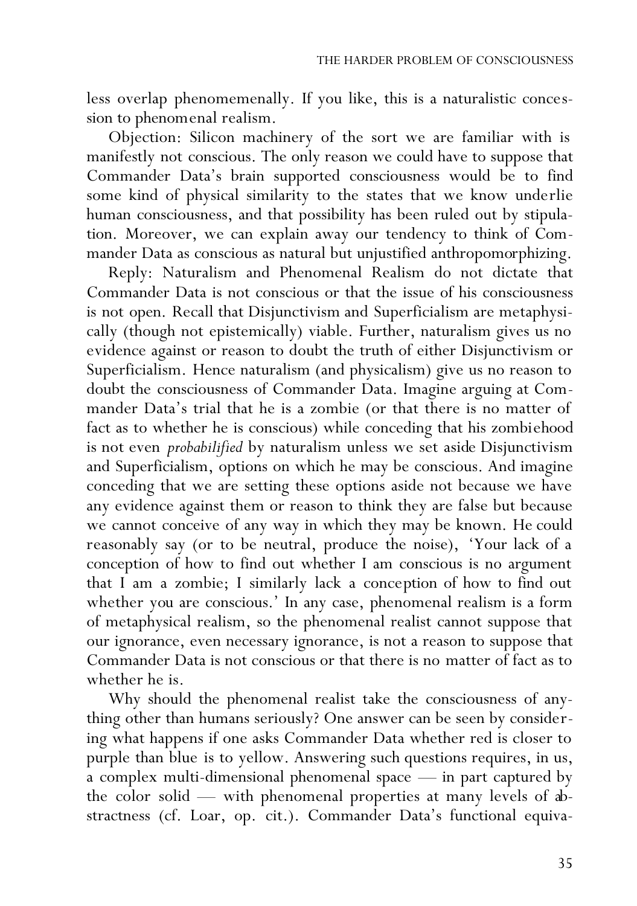less overlap phenomemenally. If you like, this is a naturalistic concession to phenomenal realism.

Objection: Silicon machinery of the sort we are familiar with is manifestly not conscious. The only reason we could have to suppose that Commander Data's brain supported consciousness would be to find some kind of physical similarity to the states that we know underlie human consciousness, and that possibility has been ruled out by stipulation. Moreover, we can explain away our tendency to think of Commander Data as conscious as natural but unjustified anthropomorphizing.

Reply: Naturalism and Phenomenal Realism do not dictate that Commander Data is not conscious or that the issue of his consciousness is not open. Recall that Disjunctivism and Superficialism are metaphysically (though not epistemically) viable. Further, naturalism gives us no evidence against or reason to doubt the truth of either Disjunctivism or Superficialism. Hence naturalism (and physicalism) give us no reason to doubt the consciousness of Commander Data. Imagine arguing at Commander Data's trial that he is a zombie (or that there is no matter of fact as to whether he is conscious) while conceding that his zombiehood is not even *probabilified* by naturalism unless we set aside Disjunctivism and Superficialism, options on which he may be conscious. And imagine conceding that we are setting these options aside not because we have any evidence against them or reason to think they are false but because we cannot conceive of any way in which they may be known. He could reasonably say (or to be neutral, produce the noise), 'Your lack of a conception of how to find out whether I am conscious is no argument that I am a zombie; I similarly lack a conception of how to find out whether you are conscious.' In any case, phenomenal realism is a form of metaphysical realism, so the phenomenal realist cannot suppose that our ignorance, even necessary ignorance, is not a reason to suppose that Commander Data is not conscious or that there is no matter of fact as to whether he is.

Why should the phenomenal realist take the consciousness of anything other than humans seriously? One answer can be seen by considering what happens if one asks Commander Data whether red is closer to purple than blue is to yellow. Answering such questions requires, in us, a complex multi-dimensional phenomenal space — in part captured by the color solid — with phenomenal properties at many levels of abstractness (cf. Loar, op. cit.). Commander Data's functional equiva-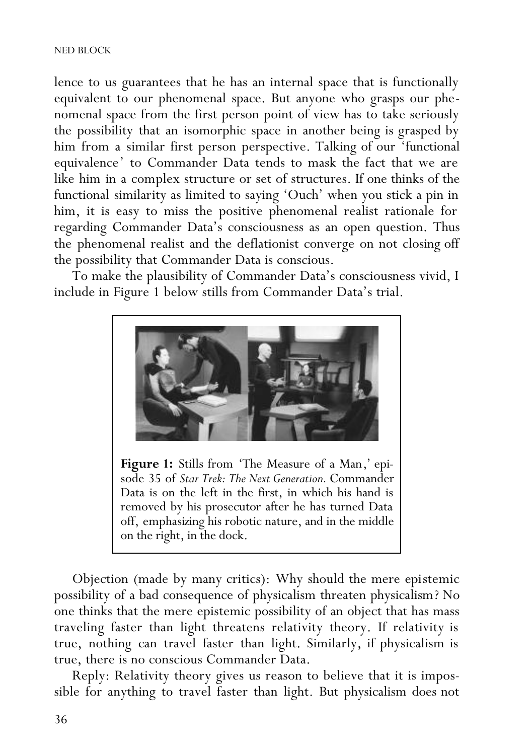lence to us guarantees that he has an internal space that is functionally equivalent to our phenomenal space. But anyone who grasps our phenomenal space from the first person point of view has to take seriously the possibility that an isomorphic space in another being is grasped by him from a similar first person perspective. Talking of our 'functional equivalence' to Commander Data tends to mask the fact that we are like him in a complex structure or set of structures. If one thinks of the functional similarity as limited to saying 'Ouch' when you stick a pin in him, it is easy to miss the positive phenomenal realist rationale for regarding Commander Data's consciousness as an open question. Thus the phenomenal realist and the deflationist converge on not closing off the possibility that Commander Data is conscious.

To make the plausibility of Commander Data's consciousness vivid, I include in Figure 1 below stills from Commander Data's trial.

**Figure 1:** Stills from 'The Measure of a Man,' episode 35 of *Star Trek: The Next Generation.* Commander Data is on the left in the first, in which his hand is removed by his prosecutor after he has turned Data off, emphasizing his robotic nature, and in the middle on the right, in the dock.

Objection (made by many critics): Why should the mere epistemic possibility of a bad consequence of physicalism threaten physicalism? No one thinks that the mere epistemic possibility of an object that has mass traveling faster than light threatens relativity theory. If relativity is true, nothing can travel faster than light. Similarly, if physicalism is true, there is no conscious Commander Data.

Reply: Relativity theory gives us reason to believe that it is impossible for anything to travel faster than light. But physicalism does not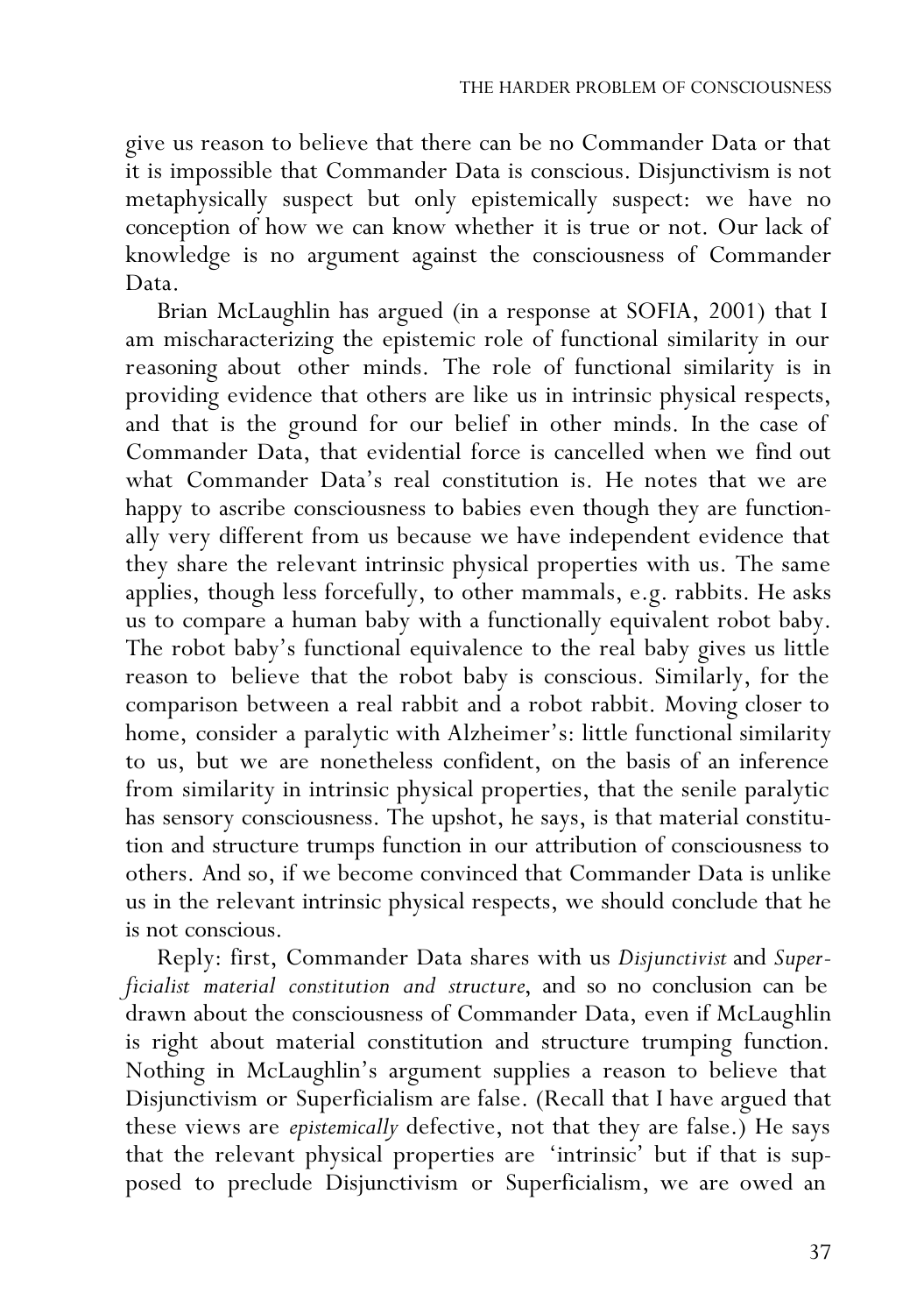give us reason to believe that there can be no Commander Data or that it is impossible that Commander Data is conscious. Disjunctivism is not metaphysically suspect but only epistemically suspect: we have no conception of how we can know whether it is true or not. Our lack of knowledge is no argument against the consciousness of Commander Data.

Brian McLaughlin has argued (in a response at SOFIA, 2001) that I am mischaracterizing the epistemic role of functional similarity in our reasoning about other minds. The role of functional similarity is in providing evidence that others are like us in intrinsic physical respects, and that is the ground for our belief in other minds. In the case of Commander Data, that evidential force is cancelled when we find out what Commander Data's real constitution is. He notes that we are happy to ascribe consciousness to babies even though they are functionally very different from us because we have independent evidence that they share the relevant intrinsic physical properties with us. The same applies, though less forcefully, to other mammals, e.g. rabbits. He asks us to compare a human baby with a functionally equivalent robot baby. The robot baby's functional equivalence to the real baby gives us little reason to believe that the robot baby is conscious. Similarly, for the comparison between a real rabbit and a robot rabbit. Moving closer to home, consider a paralytic with Alzheimer's: little functional similarity to us, but we are nonetheless confident, on the basis of an inference from similarity in intrinsic physical properties, that the senile paralytic has sensory consciousness. The upshot, he says, is that material constitution and structure trumps function in our attribution of consciousness to others. And so, if we become convinced that Commander Data is unlike us in the relevant intrinsic physical respects, we should conclude that he is not conscious.

Reply: first, Commander Data shares with us *Disjunctivist* and *Superficialist material constitution and structure*, and so no conclusion can be drawn about the consciousness of Commander Data, even if McLaughlin is right about material constitution and structure trumping function. Nothing in McLaughlin's argument supplies a reason to believe that Disjunctivism or Superficialism are false. (Recall that I have argued that these views are *epistemically* defective, not that they are false.) He says that the relevant physical properties are 'intrinsic' but if that is supposed to preclude Disjunctivism or Superficialism, we are owed an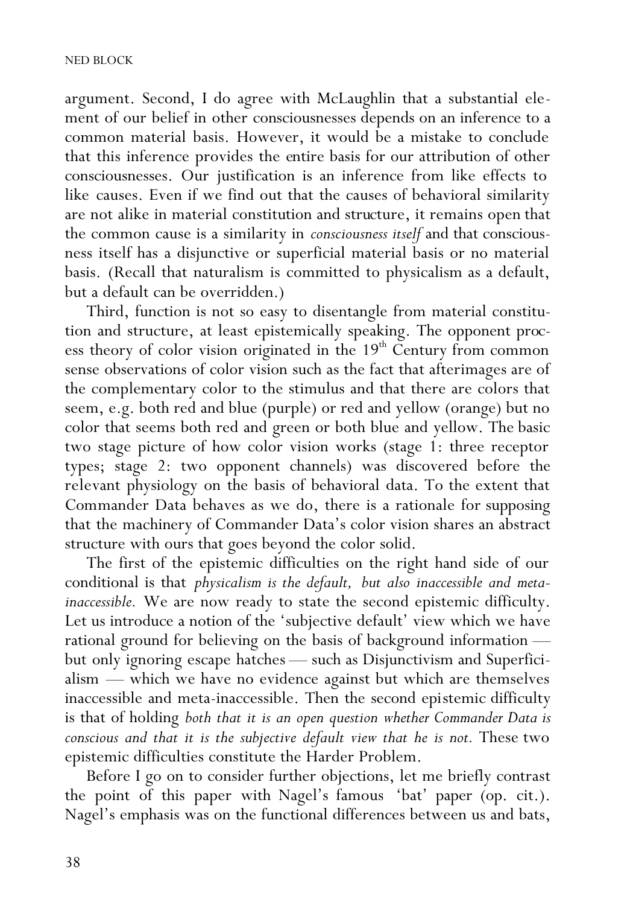argument. Second, I do agree with McLaughlin that a substantial element of our belief in other consciousnesses depends on an inference to a common material basis. However, it would be a mistake to conclude that this inference provides the entire basis for our attribution of other consciousnesses. Our justification is an inference from like effects to like causes. Even if we find out that the causes of behavioral similarity are not alike in material constitution and structure, it remains open that the common cause is a similarity in *consciousness itself* and that consciousness itself has a disjunctive or superficial material basis or no material basis. (Recall that naturalism is committed to physicalism as a default, but a default can be overridden.)

Third, function is not so easy to disentangle from material constitution and structure, at least epistemically speaking. The opponent process theory of color vision originated in the 19th Century from common sense observations of color vision such as the fact that afterimages are of the complementary color to the stimulus and that there are colors that seem, e.g. both red and blue (purple) or red and yellow (orange) but no color that seems both red and green or both blue and yellow. The basic two stage picture of how color vision works (stage 1: three receptor types; stage 2: two opponent channels) was discovered before the relevant physiology on the basis of behavioral data. To the extent that Commander Data behaves as we do, there is a rationale for supposing that the machinery of Commander Data's color vision shares an abstract structure with ours that goes beyond the color solid.

The first of the epistemic difficulties on the right hand side of our conditional is that *physicalism is the default, but also inaccessible and meta-inaccessible.* We are now ready to state the second epistemic difficulty. Let us introduce a notion of the 'subjective default' view which we have rational ground for believing on the basis of background information — but only ignoring escape hatches — such as Disjunctivism and Superficialism — which we have no evidence against but which are themselves inaccessible and meta-inaccessible. Then the second epistemic difficulty is that of holding *both that it is an open question whether Commander Data is conscious and that it is the subjective default view that he is not.* These two epistemic difficulties constitute the Harder Problem.

Before I go on to consider further objections, let me briefly contrast the point of this paper with Nagel's famous 'bat' paper (op. cit.). Nagel's emphasis was on the functional differences between us and bats,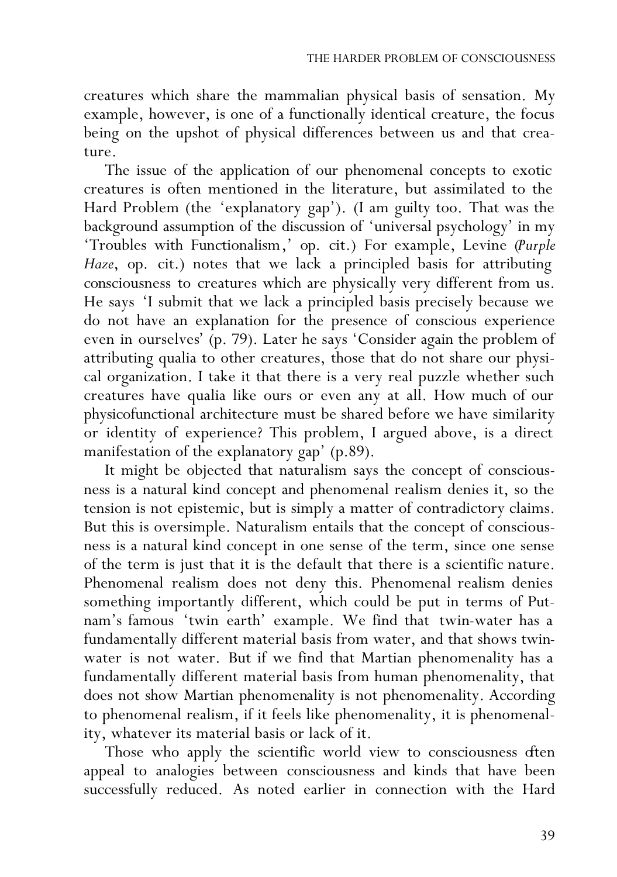creatures which share the mammalian physical basis of sensation. My example, however, is one of a functionally identical creature, the focus being on the upshot of physical differences between us and that creature.

The issue of the application of our phenomenal concepts to exotic creatures is often mentioned in the literature, but assimilated to the Hard Problem (the 'explanatory gap'). (I am guilty too. That was the background assumption of the discussion of 'universal psychology' in my 'Troubles with Functionalism,' op. cit.) For example, Levine (*Purple Haze*, op. cit.) notes that we lack a principled basis for attributing consciousness to creatures which are physically very different from us. He says 'I submit that we lack a principled basis precisely because we do not have an explanation for the presence of conscious experience even in ourselves' (p. 79). Later he says 'Consider again the problem of attributing qualia to other creatures, those that do not share our physical organization. I take it that there is a very real puzzle whether such creatures have qualia like ours or even any at all. How much of our physicofunctional architecture must be shared before we have similarity or identity of experience? This problem, I argued above, is a direct manifestation of the explanatory gap' (p.89).

It might be objected that naturalism says the concept of consciousness is a natural kind concept and phenomenal realism denies it, so the tension is not epistemic, but is simply a matter of contradictory claims. But this is oversimple. Naturalism entails that the concept of consciousness is a natural kind concept in one sense of the term, since one sense of the term is just that it is the default that there is a scientific nature. Phenomenal realism does not deny this. Phenomenal realism denies something importantly different, which could be put in terms of Putnam's famous 'twin earth' example. We find that twin-water has a fundamentally different material basis from water, and that shows twin-water is not water. But if we find that Martian phenomenality has a fundamentally different material basis from human phenomenality, that does not show Martian phenomenality is not phenomenality. According to phenomenal realism, if it feels like phenomenality, it is phenomenality, whatever its material basis or lack of it.

Those who apply the scientific world view to consciousness often appeal to analogies between consciousness and kinds that have been successfully reduced. As noted earlier in connection with the Hard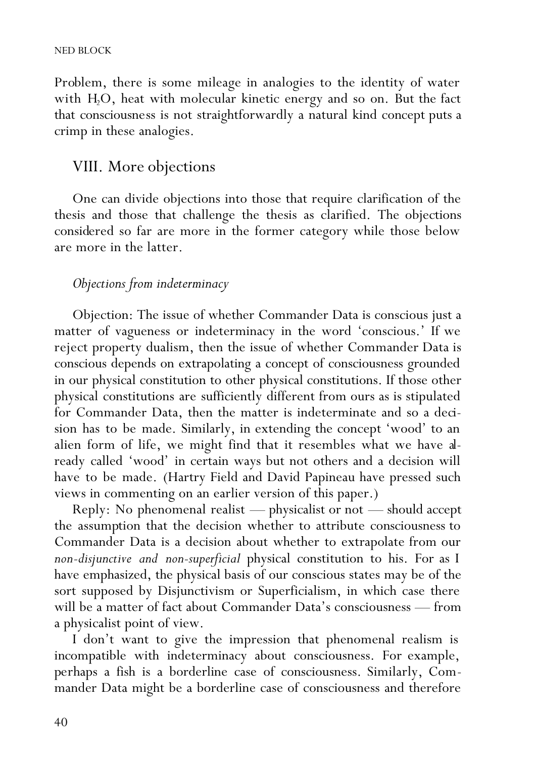Problem, there is some mileage in analogies to the identity of water with $H_2O$, heat with molecular kinetic energy and so on. But the fact that consciousness is not straightforwardly a natural kind concept puts a crimp in these analogies.

## VIII. More objections

One can divide objections into those that require clarification of the thesis and those that challenge the thesis as clarified. The objections considered so far are more in the former category while those below are more in the latter.

### *Objections from indeterminacy*

Objection: The issue of whether Commander Data is conscious just a matter of vagueness or indeterminacy in the word 'conscious.' If we reject property dualism, then the issue of whether Commander Data is conscious depends on extrapolating a concept of consciousness grounded in our physical constitution to other physical constitutions. If those other physical constitutions are sufficiently different from ours as is stipulated for Commander Data, then the matter is indeterminate and so a decision has to be made. Similarly, in extending the concept 'wood' to an alien form of life, we might find that it resembles what we have already called 'wood' in certain ways but not others and a decision will have to be made. (Hartry Field and David Papineau have pressed such views in commenting on an earlier version of this paper.)

Reply: No phenomenal realist — physicalist or not — should accept the assumption that the decision whether to attribute consciousness to Commander Data is a decision about whether to extrapolate from our *non-disjunctive and non-superficial* physical constitution to his. For as I have emphasized, the physical basis of our conscious states may be of the sort supposed by Disjunctivism or Superficialism, in which case there will be a matter of fact about Commander Data's consciousness — from a physicalist point of view.

I don't want to give the impression that phenomenal realism is incompatible with indeterminacy about consciousness. For example, perhaps a fish is a borderline case of consciousness. Similarly, Commander Data might be a borderline case of consciousness and therefore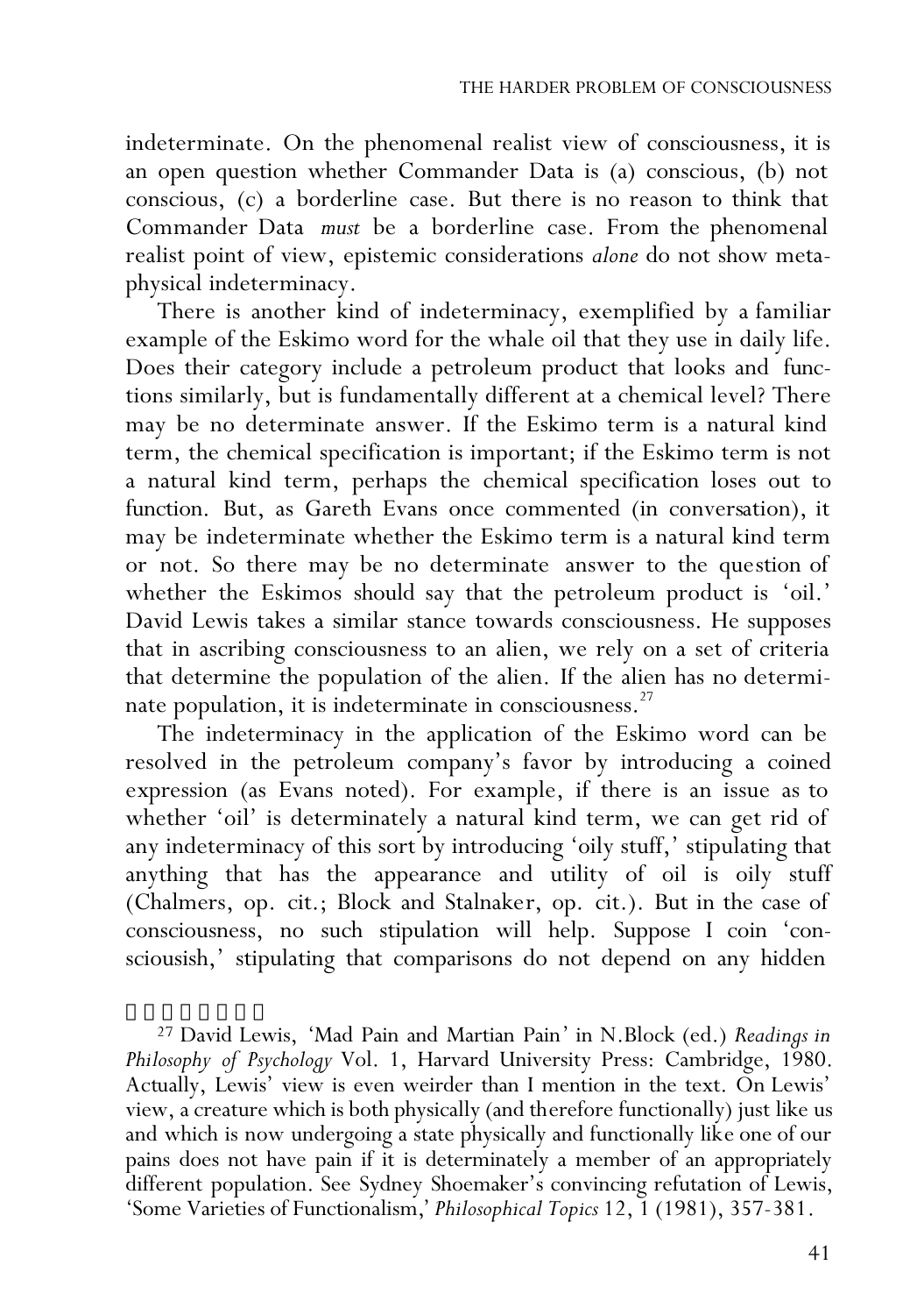indeterminate. On the phenomenal realist view of consciousness, it is an open question whether Commander Data is (a) conscious, (b) not conscious, (c) a borderline case. But there is no reason to think that Commander Data *must* be a borderline case. From the phenomenal realist point of view, epistemic considerations *alone* do not show metaphysical indeterminacy.

There is another kind of indeterminacy, exemplified by a familiar example of the Eskimo word for the whale oil that they use in daily life. Does their category include a petroleum product that looks and functions similarly, but is fundamentally different at a chemical level? There may be no determinate answer. If the Eskimo term is a natural kind term, the chemical specification is important; if the Eskimo term is not a natural kind term, perhaps the chemical specification loses out to function. But, as Gareth Evans once commented (in conversation), it may be indeterminate whether the Eskimo term is a natural kind term or not. So there may be no determinate answer to the question of whether the Eskimos should say that the petroleum product is 'oil.' David Lewis takes a similar stance towards consciousness. He supposes that in ascribing consciousness to an alien, we rely on a set of criteria that determine the population of the alien. If the alien has no determinate population, it is indeterminate in consciousness.[27]

The indeterminacy in the application of the Eskimo word can be resolved in the petroleum company's favor by introducing a coined expression (as Evans noted). For example, if there is an issue as to whether 'oil' is determinately a natural kind term, we can get rid of any indeterminacy of this sort by introducing 'oily stuff,' stipulating that anything that has the appearance and utility of oil is oily stuff (Chalmers, op. cit.; Block and Stalnaker, op. cit.). But in the case of consciousness, no such stipulation will help. Suppose I coin 'consciousish,' stipulating that comparisons do not depend on any hidden

[27] David Lewis, 'Mad Pain and Martian Pain' in N.Block (ed.) *Readings in Philosophy of Psychology* Vol. 1, Harvard University Press: Cambridge, 1980. Actually, Lewis' view is even weirder than I mention in the text. On Lewis' view, a creature which is both physically (and therefore functionally) just like us and which is now undergoing a state physically and functionally like one of our pains does not have pain if it is determinately a member of an appropriately different population. See Sydney Shoemaker's convincing refutation of Lewis, 'Some Varieties of Functionalism,' *Philosophical Topics* 12, 1 (1981), 357-381.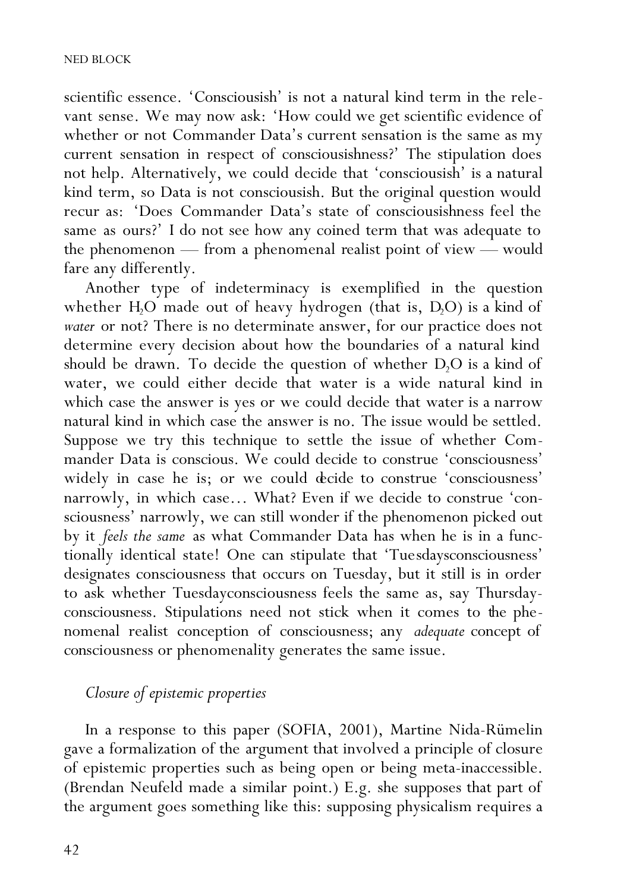scientific essence. 'Consciousish' is not a natural kind term in the relevant sense. We may now ask: 'How could we get scientific evidence of whether or not Commander Data's current sensation is the same as my current sensation in respect of consciousishness?' The stipulation does not help. Alternatively, we could decide that 'consciousish' is a natural kind term, so Data is not consciousish. But the original question would recur as: 'Does Commander Data's state of consciousishness feel the same as ours?' I do not see how any coined term that was adequate to the phenomenon — from a phenomenal realist point of view — would fare any differently.

Another type of indeterminacy is exemplified in the question whether $H_2O$ made out of heavy hydrogen (that is, $D_2O$) is a kind of *water* or not? There is no determinate answer, for our practice does not determine every decision about how the boundaries of a natural kind should be drawn. To decide the question of whether $D_2O$ is a kind of water, we could either decide that water is a wide natural kind in which case the answer is yes or we could decide that water is a narrow natural kind in which case the answer is no. The issue would be settled. Suppose we try this technique to settle the issue of whether Commander Data is conscious. We could decide to construe 'consciousness' widely in case he is; or we could decide to construe 'consciousness' narrowly, in which case… What? Even if we decide to construe 'consciousness' narrowly, we can still wonder if the phenomenon picked out by it *feels the same* as what Commander Data has when he is in a functionally identical state! One can stipulate that 'Tuesdayconsciousness' designates consciousness that occurs on Tuesday, but it still is in order to ask whether Tuesdayconsciousness feels the same as, say Thursdayconsciousness. Stipulations need not stick when it comes to the phenomenal realist conception of consciousness; any *adequate* concept of consciousness or phenomenality generates the same issue.

### *Closure of epistemic properties*

In a response to this paper (SOFIA, 2001), Martine Nida-Rümelin gave a formalization of the argument that involved a principle of closure of epistemic properties such as being open or being meta-inaccessible. (Brendan Neufeld made a similar point.) E.g. she supposes that part of the argument goes something like this: supposing physicalism requires a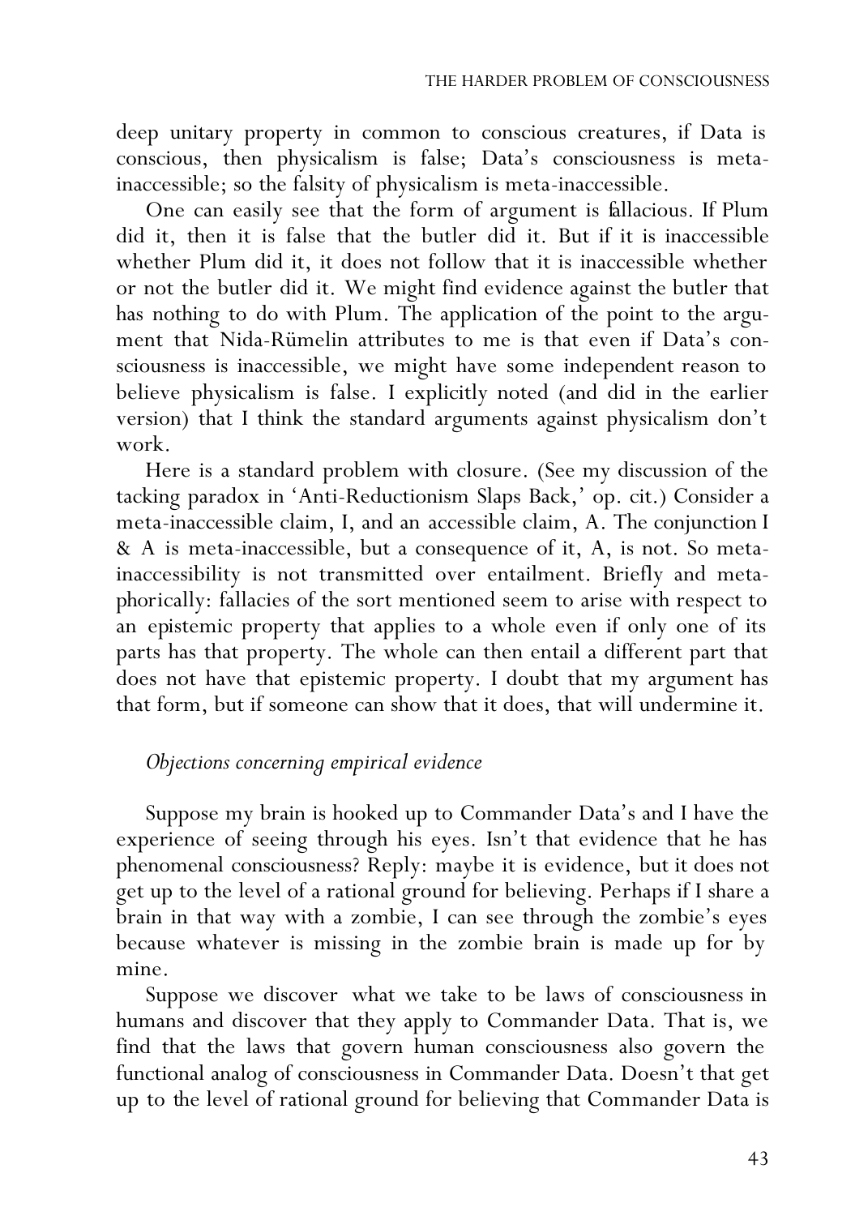deep unitary property in common to conscious creatures, if Data is conscious, then physicalism is false; Data's consciousness is meta-inaccessible; so the falsity of physicalism is meta-inaccessible.

One can easily see that the form of argument is fallacious. If Plum did it, then it is false that the butler did it. But if it is inaccessible whether Plum did it, it does not follow that it is inaccessible whether or not the butler did it. We might find evidence against the butler that has nothing to do with Plum. The application of the point to the argument that Nida-Rümelin attributes to me is that even if Data's consciousness is inaccessible, we might have some independent reason to believe physicalism is false. I explicitly noted (and did in the earlier version) that I think the standard arguments against physicalism don't work.

Here is a standard problem with closure. (See my discussion of the tacking paradox in 'Anti-Reductionism Slaps Back,' op. cit.) Consider a meta-inaccessible claim, I, and an accessible claim, A. The conjunction I & A is meta-inaccessible, but a consequence of it, A, is not. So meta-inaccessibility is not transmitted over entailment. Briefly and metaphorically: fallacies of the sort mentioned seem to arise with respect to an epistemic property that applies to a whole even if only one of its parts has that property. The whole can then entail a different part that does not have that epistemic property. I doubt that my argument has that form, but if someone can show that it does, that will undermine it.

### *Objections concerning empirical evidence*

Suppose my brain is hooked up to Commander Data's and I have the experience of seeing through his eyes. Isn't that evidence that he has phenomenal consciousness? Reply: maybe it is evidence, but it does not get up to the level of a rational ground for believing. Perhaps if I share a brain in that way with a zombie, I can see through the zombie's eyes because whatever is missing in the zombie brain is made up for by mine.

Suppose we discover what we take to be laws of consciousness in humans and discover that they apply to Commander Data. That is, we find that the laws that govern human consciousness also govern the functional analog of consciousness in Commander Data. Doesn't that get up to the level of rational ground for believing that Commander Data is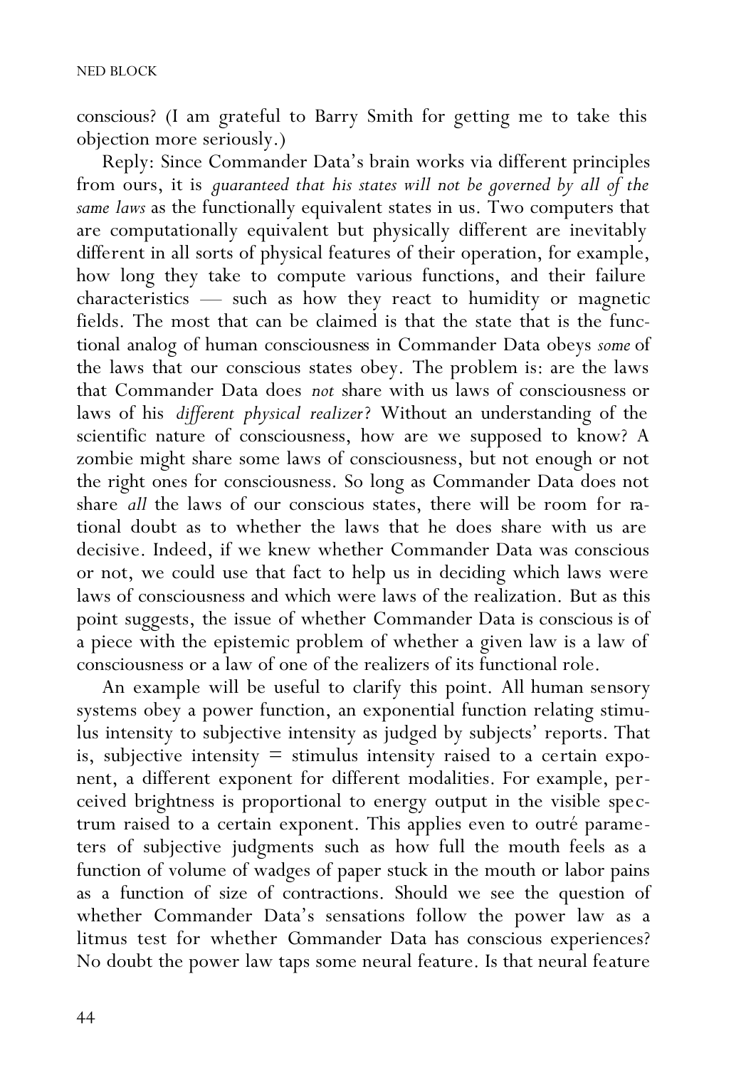conscious? (I am grateful to Barry Smith for getting me to take this objection more seriously.)

Reply: Since Commander Data's brain works via different principles from ours, it is *guaranteed that his states will not be governed by all of the same laws* as the functionally equivalent states in us. Two computers that are computationally equivalent but physically different are inevitably different in all sorts of physical features of their operation, for example, how long they take to compute various functions, and their failure characteristics — such as how they react to humidity or magnetic fields. The most that can be claimed is that the state that is the functional analog of human consciousness in Commander Data obeys *some* of the laws that our conscious states obey. The problem is: are the laws that Commander Data does *not* share with us laws of consciousness or laws of his *different physical realizer*? Without an understanding of the scientific nature of consciousness, how are we supposed to know? A zombie might share some laws of consciousness, but not enough or not the right ones for consciousness. So long as Commander Data does not share *all* the laws of our conscious states, there will be room for rational doubt as to whether the laws that he does share with us are decisive. Indeed, if we knew whether Commander Data was conscious or not, we could use that fact to help us in deciding which laws were laws of consciousness and which were laws of the realization. But as this point suggests, the issue of whether Commander Data is conscious is of a piece with the epistemic problem of whether a given law is a law of consciousness or a law of one of the realizers of its functional role.

An example will be useful to clarify this point. All human sensory systems obey a power function, an exponential function relating stimulus intensity to subjective intensity as judged by subjects' reports. That is, subjective intensity = stimulus intensity raised to a certain exponent, a different exponent for different modalities. For example, perceived brightness is proportional to energy output in the visible spectrum raised to a certain exponent. This applies even to outré parameters of subjective judgments such as how full the mouth feels as a function of volume of wadges of paper stuck in the mouth or labor pains as a function of size of contractions. Should we see the question of whether Commander Data's sensations follow the power law as a litmus test for whether Commander Data has conscious experiences? No doubt the power law taps some neural feature. Is that neural feature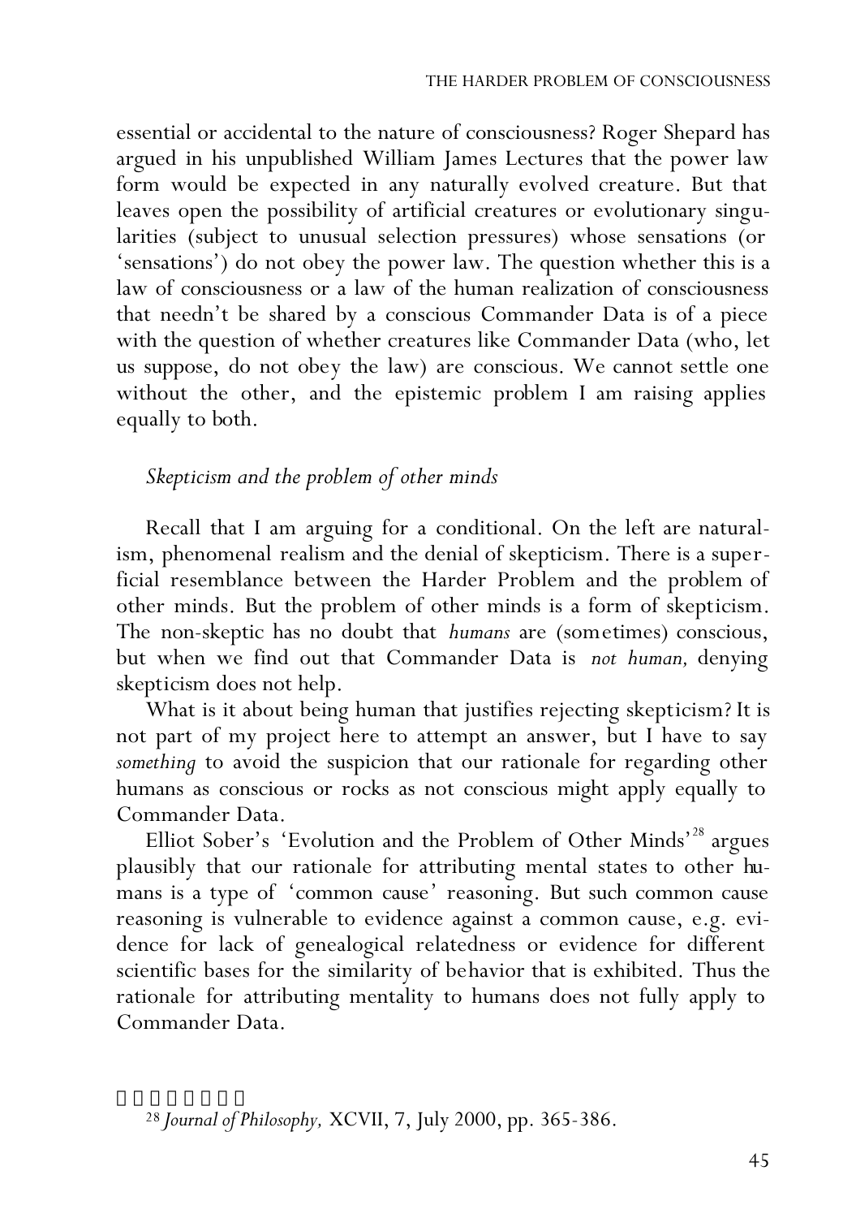essential or accidental to the nature of consciousness? Roger Shepard has argued in his unpublished William James Lectures that the power law form would be expected in any naturally evolved creature. But that leaves open the possibility of artificial creatures or evolutionary singularities (subject to unusual selection pressures) whose sensations (or 'sensations') do not obey the power law. The question whether this is a law of consciousness or a law of the human realization of consciousness that needn't be shared by a conscious Commander Data is of a piece with the question of whether creatures like Commander Data (who, let us suppose, do not obey the law) are conscious. We cannot settle one without the other, and the epistemic problem I am raising applies equally to both.

*Skepticism and the problem of other minds*

Recall that I am arguing for a conditional. On the left are naturalism, phenomenal realism and the denial of skepticism. There is a superficial resemblance between the Harder Problem and the problem of other minds. But the problem of other minds is a form of skepticism. The non-skeptic has no doubt that *humans* are (sometimes) conscious, but when we find out that Commander Data is *not human,* denying skepticism does not help.

What is it about being human that justifies rejecting skepticism? It is not part of my project here to attempt an answer, but I have to say *something* to avoid the suspicion that our rationale for regarding other humans as conscious or rocks as not conscious might apply equally to Commander Data.

Elliot Sober's 'Evolution and the Problem of Other Minds'[28] argues plausibly that our rationale for attributing mental states to other humans is a type of 'common cause' reasoning. But such common cause reasoning is vulnerable to evidence against a common cause, e.g. evidence for lack of genealogical relatedness or evidence for different scientific bases for the similarity of behavior that is exhibited. Thus the rationale for attributing mentality to humans does not fully apply to Commander Data.

[28] *Journal of Philosophy,* XCVII, 7, July 2000, pp. 365-386.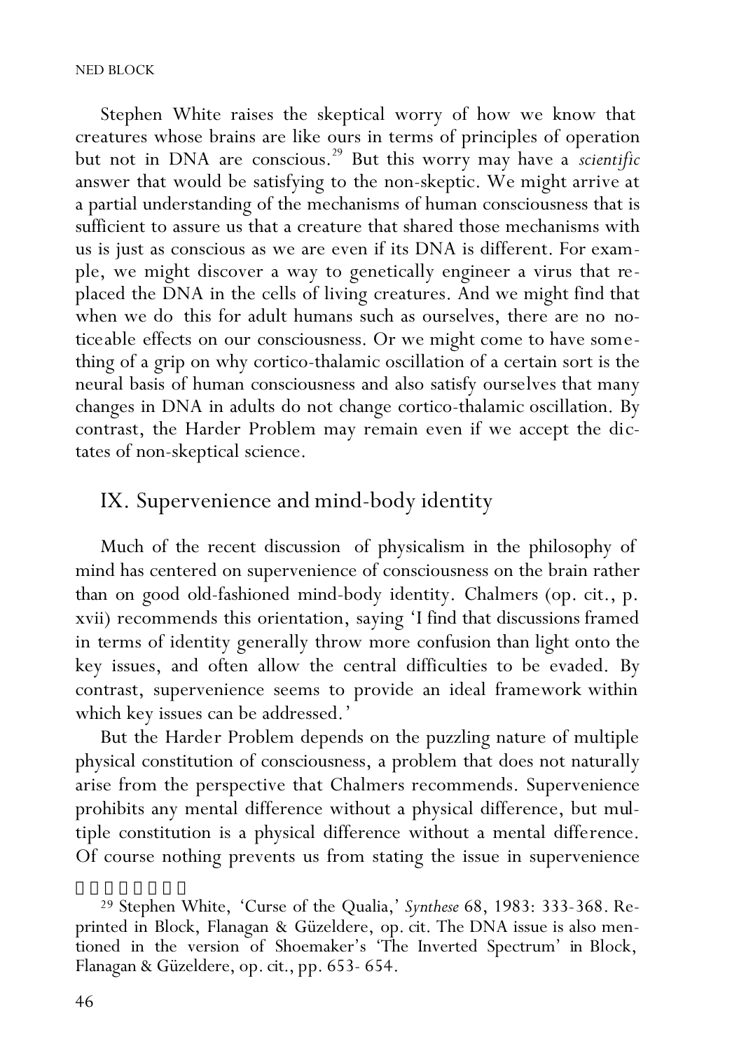Stephen White raises the skeptical worry of how we know that creatures whose brains are like ours in terms of principles of operation but not in DNA are conscious.[29] But this worry may have a *scientific* answer that would be satisfying to the non-skeptic. We might arrive at a partial understanding of the mechanisms of human consciousness that is sufficient to assure us that a creature that shared those mechanisms with us is just as conscious as we are even if its DNA is different. For example, we might discover a way to genetically engineer a virus that replaced the DNA in the cells of living creatures. And we might find that when we do this for adult humans such as ourselves, there are no noticeable effects on our consciousness. Or we might come to have something of a grip on why cortico-thalamic oscillation of a certain sort is the neural basis of human consciousness and also satisfy ourselves that many changes in DNA in adults do not change cortico-thalamic oscillation. By contrast, the Harder Problem may remain even if we accept the dictates of non-skeptical science.

## IX. Supervenience and mind-body identity

Much of the recent discussion of physicalism in the philosophy of mind has centered on supervenience of consciousness on the brain rather than on good old-fashioned mind-body identity. Chalmers (op. cit., p. xvii) recommends this orientation, saying 'I find that discussions framed in terms of identity generally throw more confusion than light onto the key issues, and often allow the central difficulties to be evaded. By contrast, supervenience seems to provide an ideal framework within which key issues can be addressed.'

But the Harder Problem depends on the puzzling nature of multiple physical constitution of consciousness, a problem that does not naturally arise from the perspective that Chalmers recommends. Supervenience prohibits any mental difference without a physical difference, but multiple constitution is a physical difference without a mental difference. Of course nothing prevents us from stating the issue in supervenience

---

29 Stephen White, 'Curse of the Qualia,' *Synthese* 68, 1983: 333-368. Reprinted in Block, Flanagan & Güzeldere, op. cit. The DNA issue is also mentioned in the version of Shoemaker's 'The Inverted Spectrum' in Block, Flanagan & Güzeldere, op. cit., pp. 653- 654.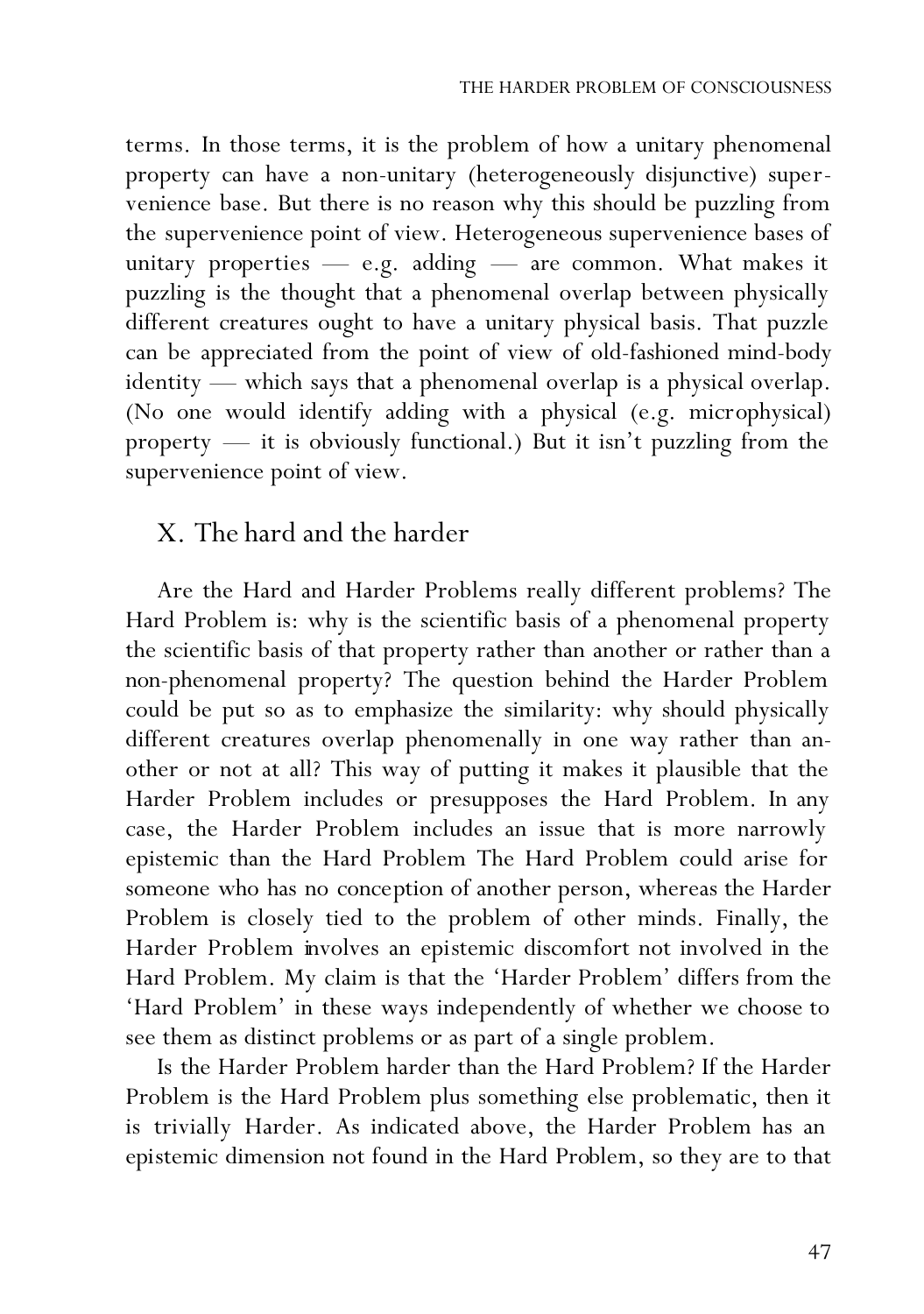terms. In those terms, it is the problem of how a unitary phenomenal property can have a non-unitary (heterogeneously disjunctive) supervenience base. But there is no reason why this should be puzzling from the supervenience point of view. Heterogeneous supervenience bases of unitary properties — e.g. adding — are common. What makes it puzzling is the thought that a phenomenal overlap between physically different creatures ought to have a unitary physical basis. That puzzle can be appreciated from the point of view of old-fashioned mind-body identity — which says that a phenomenal overlap is a physical overlap. (No one would identify adding with a physical (e.g. microphysical) property — it is obviously functional.) But it isn't puzzling from the supervenience point of view.

## X. The hard and the harder

Are the Hard and Harder Problems really different problems? The Hard Problem is: why is the scientific basis of a phenomenal property the scientific basis of that property rather than another or rather than a non-phenomenal property? The question behind the Harder Problem could be put so as to emphasize the similarity: why should physically different creatures overlap phenomenally in one way rather than another or not at all? This way of putting it makes it plausible that the Harder Problem includes or presupposes the Hard Problem. In any case, the Harder Problem includes an issue that is more narrowly epistemic than the Hard Problem The Hard Problem could arise for someone who has no conception of another person, whereas the Harder Problem is closely tied to the problem of other minds. Finally, the Harder Problem involves an epistemic discomfort not involved in the Hard Problem. My claim is that the 'Harder Problem' differs from the 'Hard Problem' in these ways independently of whether we choose to see them as distinct problems or as part of a single problem.

Is the Harder Problem harder than the Hard Problem? If the Harder Problem is the Hard Problem plus something else problematic, then it is trivially Harder. As indicated above, the Harder Problem has an epistemic dimension not found in the Hard Problem, so they are to that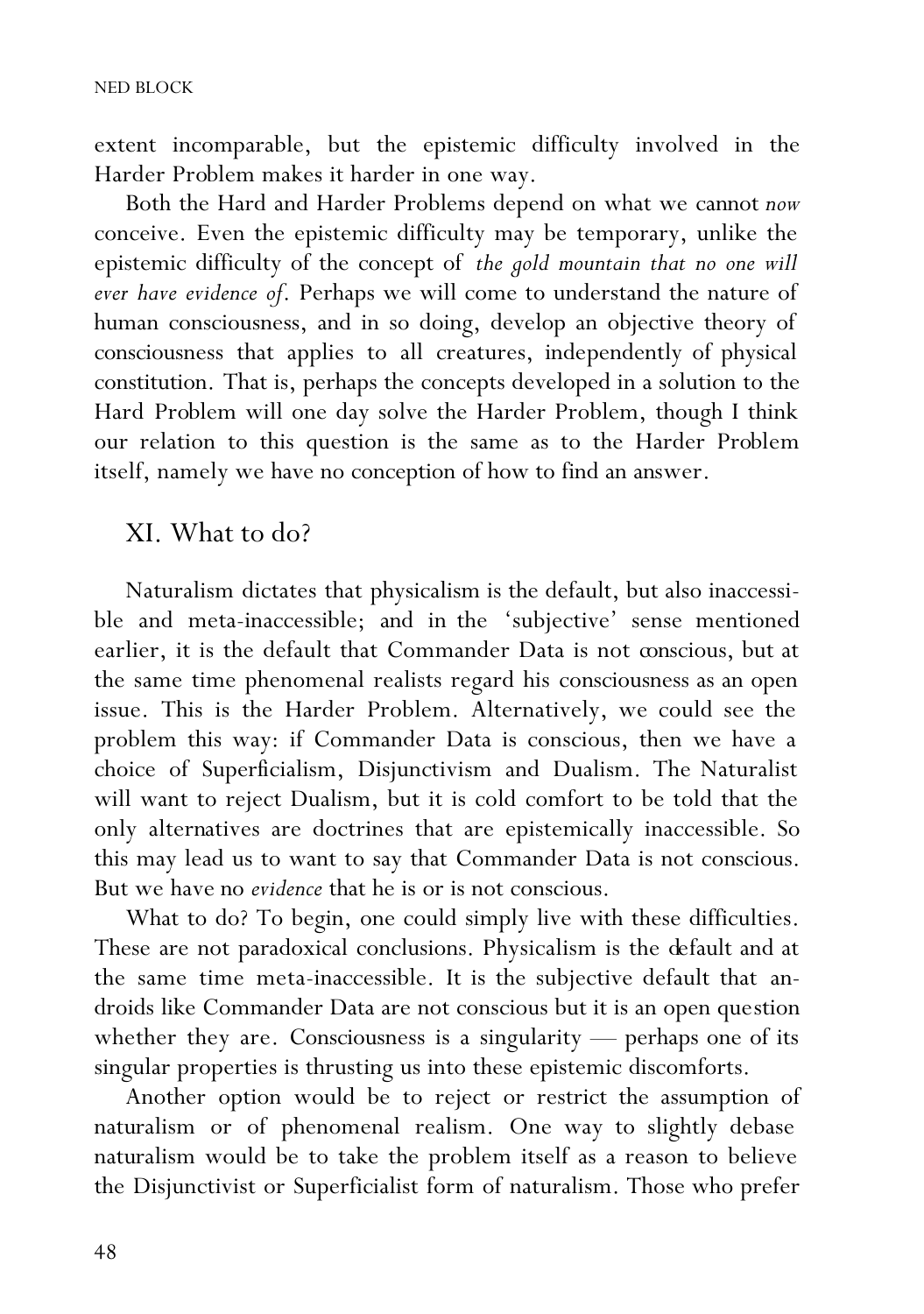extent incomparable, but the epistemic difficulty involved in the Harder Problem makes it harder in one way.

Both the Hard and Harder Problems depend on what we cannot *now* conceive. Even the epistemic difficulty may be temporary, unlike the epistemic difficulty of the concept of *the gold mountain that no one will ever have evidence of*. Perhaps we will come to understand the nature of human consciousness, and in so doing, develop an objective theory of consciousness that applies to all creatures, independently of physical constitution. That is, perhaps the concepts developed in a solution to the Hard Problem will one day solve the Harder Problem, though I think our relation to this question is the same as to the Harder Problem itself, namely we have no conception of how to find an answer.

## XI. What to do?

Naturalism dictates that physicalism is the default, but also inaccessible and meta-inaccessible; and in the 'subjective' sense mentioned earlier, it is the default that Commander Data is not conscious, but at the same time phenomenal realists regard his consciousness as an open issue. This is the Harder Problem. Alternatively, we could see the problem this way: if Commander Data is conscious, then we have a choice of Superficialism, Disjunctivism and Dualism. The Naturalist will want to reject Dualism, but it is cold comfort to be told that the only alternatives are doctrines that are epistemically inaccessible. So this may lead us to want to say that Commander Data is not conscious. But we have no *evidence* that he is or is not conscious.

What to do? To begin, one could simply live with these difficulties. These are not paradoxical conclusions. Physicalism is the default and at the same time meta-inaccessible. It is the subjective default that androids like Commander Data are not conscious but it is an open question whether they are. Consciousness is a singularity — perhaps one of its singular properties is thrusting us into these epistemic discomforts.

Another option would be to reject or restrict the assumption of naturalism or of phenomenal realism. One way to slightly debase naturalism would be to take the problem itself as a reason to believe the Disjunctivist or Superficialist form of naturalism. Those who prefer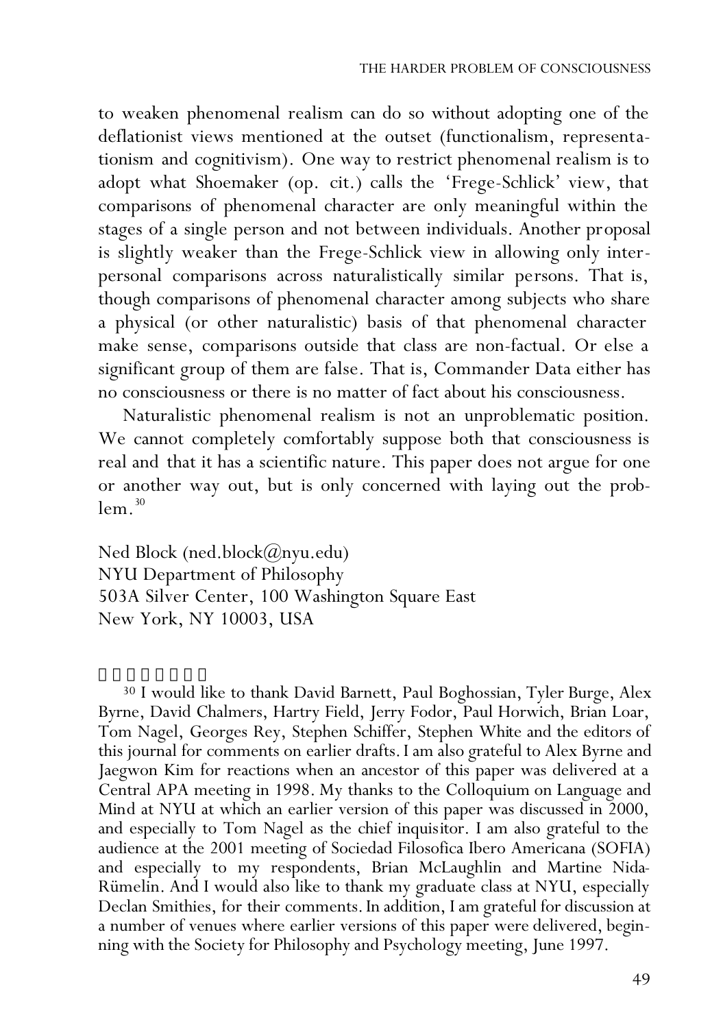to weaken phenomenal realism can do so without adopting one of the deflationist views mentioned at the outset (functionalism, representationism and cognitivism). One way to restrict phenomenal realism is to adopt what Shoemaker (op. cit.) calls the 'Frege-Schlick' view, that comparisons of phenomenal character are only meaningful within the stages of a single person and not between individuals. Another proposal is slightly weaker than the Frege-Schlick view in allowing only interpersonal comparisons across naturalistically similar persons. That is, though comparisons of phenomenal character among subjects who share a physical (or other naturalistic) basis of that phenomenal character make sense, comparisons outside that class are non-factual. Or else a significant group of them are false. That is, Commander Data either has no consciousness or there is no matter of fact about his consciousness.

Naturalistic phenomenal realism is not an unproblematic position. We cannot completely comfortably suppose both that consciousness is real and that it has a scientific nature. This paper does not argue for one or another way out, but is only concerned with laying out the problem.[30]

Ned Block (ned.block@nyu.edu)
NYU Department of Philosophy
503A Silver Center, 100 Washington Square East
New York, NY 10003, USA

---

[30] I would like to thank David Barnett, Paul Boghossian, Tyler Burge, Alex Byrne, David Chalmers, Hartry Field, Jerry Fodor, Paul Horwich, Brian Loar, Tom Nagel, Georges Rey, Stephen Schiffer, Stephen White and the editors of this journal for comments on earlier drafts. I am also grateful to Alex Byrne and Jaegwon Kim for reactions when an ancestor of this paper was delivered at a Central APA meeting in 1998. My thanks to the Colloquium on Language and Mind at NYU at which an earlier version of this paper was discussed in 2000, and especially to Tom Nagel as the chief inquisitor. I am also grateful to the audience at the 2001 meeting of Sociedad Filosofica Ibero Americana (SOFIA) and especially to my respondents, Brian McLaughlin and Martine Nida-Rümelin. And I would also like to thank my graduate class at NYU, especially Declan Smithies, for their comments. In addition, I am grateful for discussion at a number of venues where earlier versions of this paper were delivered, beginning with the Society for Philosophy and Psychology meeting, June 1997.